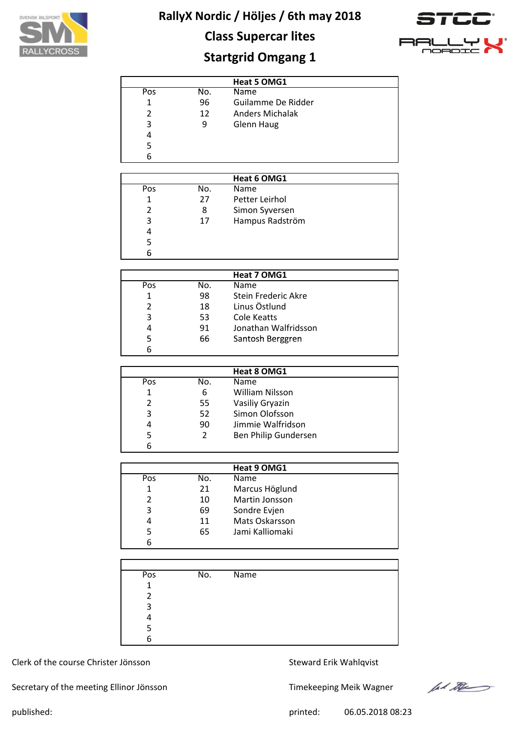# RallyX Nordic / Höljes / 6th may 2018

## Class Supercar lites

## Startgrid Omgang 1

| Heat 5 OMG1 | | |
|---|---|---|
| Pos | No. | Name |
| 1 | 96 | Guilamme De Ridder |
| 2 | 12 | Anders Michalak |
| 3 | 9 | Glenn Haug |
| 4 | | |
| 5 | | |
| 6 | | |

| Heat 6 OMG1 | | |
|---|---|---|
| Pos | No. | Name |
| 1 | 27 | Petter Leirhol |
| 2 | 8 | Simon Syversen |
| 3 | 17 | Hampus Radström |
| 4 | | |
| 5 | | |
| 6 | | |

| Heat 7 OMG1 | | |
|---|---|---|
| Pos | No. | Name |
| 1 | 98 | Stein Frederic Akre |
| 2 | 18 | Linus Östlund |
| 3 | 53 | Cole Keatts |
| 4 | 91 | Jonathan Walfridsson |
| 5 | 66 | Santosh Berggren |
| 6 | | |

| Heat 8 OMG1 | | |
|---|---|---|
| Pos | No. | Name |
| 1 | 6 | William Nilsson |
| 2 | 55 | Vasiliy Gryazin |
| 3 | 52 | Simon Olofsson |
| 4 | 90 | Jimmie Walfridson |
| 5 | 2 | Ben Philip Gundersen |
| 6 | | |

| Heat 9 OMG1 | | |
|---|---|---|
| Pos | No. | Name |
| 1 | 21 | Marcus Höglund |
| 2 | 10 | Martin Jonsson |
| 3 | 69 | Sondre Evjen |
| 4 | 11 | Mats Oskarsson |
| 5 | 65 | Jami Kalliomaki |
| 6 | | |

| Pos | No. | Name |
|---|---|---|
| 1 | | |
| 2 | | |
| 3 | | |
| 4 | | |
| 5 | | |
| 6 | | |

Clerk of the course Christer Jönsson

Steward Erik Wahlqvist

Secretary of the meeting Ellinor Jönsson

Timekeeping Meik Wagner

published:

printed: 06.05.2018 08:23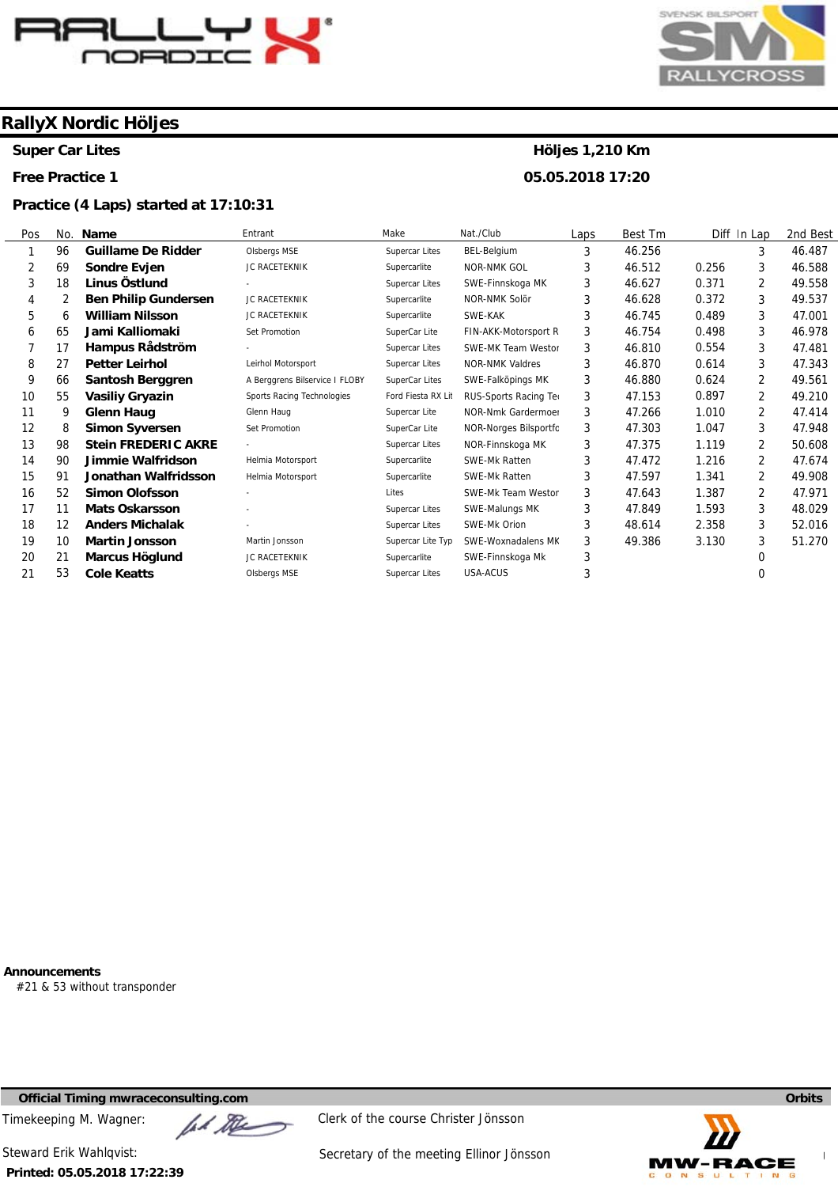# RallyX Nordic Höljes

**Super Car Lites** — **Höljes 1,210 Km**

**Free Practice 1** — **05.05.2018 17:20**

**Practice (4 Laps) started at 17:10:31**

| Pos | No. | Name | Entrant | Make | Nat./Club | Laps | Best Tm | Diff | In Lap | 2nd Best |
|---|---|---|---|---|---|---|---|---|---|---|
| 1 | 96 | **Guillame De Ridder** | Olsbergs MSE | Supercar Lites | BEL-Belgium | 3 | 46.256 | | 3 | 46.487 |
| 2 | 69 | **Sondre Evjen** | JC RACETEKNIK | Supercarlite | NOR-NMK GOL | 3 | 46.512 | 0.256 | 3 | 46.588 |
| 3 | 18 | **Linus Östlund** | - | Supercar Lites | SWE-Finnskoga MK | 3 | 46.627 | 0.371 | 2 | 49.558 |
| 4 | 2 | **Ben Philip Gundersen** | JC RACETEKNIK | Supercarlite | NOR-NMK Solör | 3 | 46.628 | 0.372 | 3 | 49.537 |
| 5 | 6 | **William Nilsson** | JC RACETEKNIK | Supercarlite | SWE-KAK | 3 | 46.745 | 0.489 | 3 | 47.001 |
| 6 | 65 | **Jami Kalliomaki** | Set Promotion | SuperCar Lite | FIN-AKK-Motorsport R | 3 | 46.754 | 0.498 | 3 | 46.978 |
| 7 | 17 | **Hampus Rådström** | - | Supercar Lites | SWE-MK Team Westor | 3 | 46.810 | 0.554 | 3 | 47.481 |
| 8 | 27 | **Petter Leirhol** | Leirhol Motorsport | Supercar Lites | NOR-NMK Valdres | 3 | 46.870 | 0.614 | 3 | 47.343 |
| 9 | 66 | **Santosh Berggren** | A Berggrens Bilservice I FLOBY | SuperCar Lites | SWE-Falköpings MK | 3 | 46.880 | 0.624 | 2 | 49.561 |
| 10 | 55 | **Vasiliy Gryazin** | Sports Racing Technologies | Ford Fiesta RX Lit | RUS-Sports Racing Te | 3 | 47.153 | 0.897 | 2 | 49.210 |
| 11 | 9 | **Glenn Haug** | Glenn Haug | Supercar Lite | NOR-Nmk Gardermoe | 3 | 47.266 | 1.010 | 2 | 47.414 |
| 12 | 8 | **Simon Syversen** | Set Promotion | SuperCar Lite | NOR-Norges Bilsportfc | 3 | 47.303 | 1.047 | 3 | 47.948 |
| 13 | 98 | **Stein FREDERIC AKRE** | - | Supercar Lites | NOR-Finnskoga MK | 3 | 47.375 | 1.119 | 2 | 50.608 |
| 14 | 90 | **Jimmie Walfridson** | Helmia Motorsport | Supercarlite | SWE-Mk Ratten | 3 | 47.472 | 1.216 | 2 | 47.674 |
| 15 | 91 | **Jonathan Walfridsson** | Helmia Motorsport | Supercarlite | SWE-Mk Ratten | 3 | 47.597 | 1.341 | 2 | 49.908 |
| 16 | 52 | **Simon Olofsson** | - | Lites | SWE-Mk Team Westor | 3 | 47.643 | 1.387 | 2 | 47.971 |
| 17 | 11 | **Mats Oskarsson** | - | Supercar Lites | SWE-Malungs MK | 3 | 47.849 | 1.593 | 3 | 48.029 |
| 18 | 12 | **Anders Michalak** | - | Supercar Lites | SWE-Mk Orion | 3 | 48.614 | 2.358 | 3 | 52.016 |
| 19 | 10 | **Martin Jonsson** | Martin Jonsson | Supercar Lite Typ | SWE-Woxnadalens MK | 3 | 49.386 | 3.130 | 3 | 51.270 |
| 20 | 21 | **Marcus Höglund** | JC RACETEKNIK | Supercarlite | SWE-Finnskoga Mk | 3 | | | 0 | |
| 21 | 53 | **Cole Keatts** | Olsbergs MSE | Supercar Lites | USA-ACUS | 3 | | | 0 | |

**Announcements**

#21 & 53 without transponder

**Official Timing mwraceconsulting.com** — **Orbits**

Timekeeping M. Wagner:

Clerk of the course Christer Jönsson

Steward Erik Wahlqvist:

Secretary of the meeting Ellinor Jönsson

**Printed: 05.05.2018 17:22:39**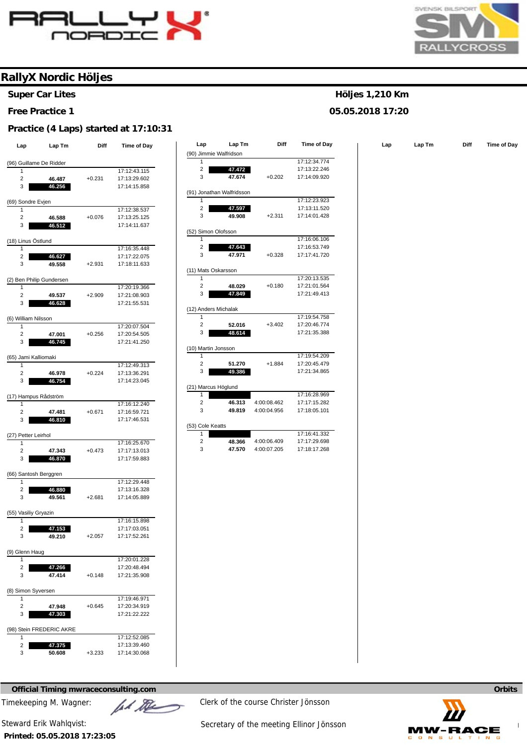# RallyX Nordic Höljes

**Super Car Lites** — **Höljes 1,210 Km**

**Free Practice 1** — **05.05.2018 17:20**

**Practice (4 Laps) started at 17:10:31**

| Lap | Lap Tm | Diff | Time of Day |
|---|---|---|---|
| **(96) Guillame De Ridder** | | | |
| 1 | | | 17:12:43.115 |
| 2 | 46.487 | +0.231 | 17:13:29.602 |
| 3 | **46.256** | | 17:14:15.858 |
| **(69) Sondre Evjen** | | | |
| 1 | | | 17:12:38.537 |
| 2 | 46.588 | +0.076 | 17:13:25.125 |
| 3 | **46.512** | | 17:14:11.637 |
| **(18) Linus Östlund** | | | |
| 1 | | | 17:16:35.448 |
| 2 | **46.627** | | 17:17:22.075 |
| 3 | 49.558 | +2.931 | 17:18:11.633 |
| **(2) Ben Philip Gundersen** | | | |
| 1 | | | 17:20:19.366 |
| 2 | 49.537 | +2.909 | 17:21:08.903 |
| 3 | **46.628** | | 17:21:55.531 |
| **(6) William Nilsson** | | | |
| 1 | | | 17:20:07.504 |
| 2 | 47.001 | +0.256 | 17:20:54.505 |
| 3 | **46.745** | | 17:21:41.250 |
| **(65) Jami Kalliomaki** | | | |
| 1 | | | 17:12:49.313 |
| 2 | 46.978 | +0.224 | 17:13:36.291 |
| 3 | **46.754** | | 17:14:23.045 |
| **(17) Hampus Rådström** | | | |
| 1 | | | 17:16:12.240 |
| 2 | 47.481 | +0.671 | 17:16:59.721 |
| 3 | **46.810** | | 17:17:46.531 |
| **(27) Petter Leirhol** | | | |
| 1 | | | 17:16:25.670 |
| 2 | 47.343 | +0.473 | 17:17:13.013 |
| 3 | **46.870** | | 17:17:59.883 |
| **(66) Santosh Berggren** | | | |
| 1 | | | 17:12:29.448 |
| 2 | **46.880** | | 17:13:16.328 |
| 3 | 49.561 | +2.681 | 17:14:05.889 |
| **(55) Vasiliy Gryazin** | | | |
| 1 | | | 17:16:15.898 |
| 2 | **47.153** | | 17:17:03.051 |
| 3 | 49.210 | +2.057 | 17:17:52.261 |
| **(9) Glenn Haug** | | | |
| 1 | | | 17:20:01.228 |
| 2 | **47.266** | | 17:20:48.494 |
| 3 | 47.414 | +0.148 | 17:21:35.908 |
| **(8) Simon Syversen** | | | |
| 1 | | | 17:19:46.971 |
| 2 | 47.948 | +0.645 | 17:20:34.919 |
| 3 | **47.303** | | 17:21:22.222 |
| **(98) Stein FREDERIC AKRE** | | | |
| 1 | | | 17:12:52.085 |
| 2 | **47.375** | | 17:13:39.460 |
| 3 | 50.608 | +3.233 | 17:14:30.068 |
| **(90) Jimmie Walfridson** | | | |
| 1 | | | 17:12:34.774 |
| 2 | **47.472** | | 17:13:22.246 |
| 3 | 47.674 | +0.202 | 17:14:09.920 |
| **(91) Jonathan Walfridsson** | | | |
| 1 | | | 17:12:23.923 |
| 2 | **47.597** | | 17:13:11.520 |
| 3 | 49.908 | +2.311 | 17:14:01.428 |
| **(52) Simon Olofsson** | | | |
| 1 | | | 17:16:06.106 |
| 2 | **47.643** | | 17:16:53.749 |
| 3 | 47.971 | +0.328 | 17:17:41.720 |
| **(11) Mats Oskarsson** | | | |
| 1 | | | 17:20:13.535 |
| 2 | 48.029 | +0.180 | 17:21:01.564 |
| 3 | **47.849** | | 17:21:49.413 |
| **(12) Anders Michalak** | | | |
| 1 | | | 17:19:54.758 |
| 2 | 52.016 | +3.402 | 17:20:46.774 |
| 3 | **48.614** | | 17:21:35.388 |
| **(10) Martin Jonsson** | | | |
| 1 | | | 17:19:54.209 |
| 2 | 51.270 | +1.884 | 17:20:45.479 |
| 3 | **49.386** | | 17:21:34.865 |
| **(21) Marcus Höglund** | | | |
| 1 | | | 17:16:28.969 |
| 2 | 46.313 | 4:00:08.462 | 17:17:15.282 |
| 3 | 49.819 | 4:00:04.956 | 17:18:05.101 |
| **(53) Cole Keatts** | | | |
| 1 | | | 17:16:41.332 |
| 2 | 48.366 | 4:00:06.409 | 17:17:29.698 |
| 3 | 47.570 | 4:00:07.205 | 17:18:17.268 |

**Official Timing mwraceconsulting.com** — **Orbits**

Timekeeping M. Wagner:

Clerk of the course Christer Jönsson

Steward Erik Wahlqvist:

Secretary of the meeting Ellinor Jönsson

**Printed: 05.05.2018 17:23:05**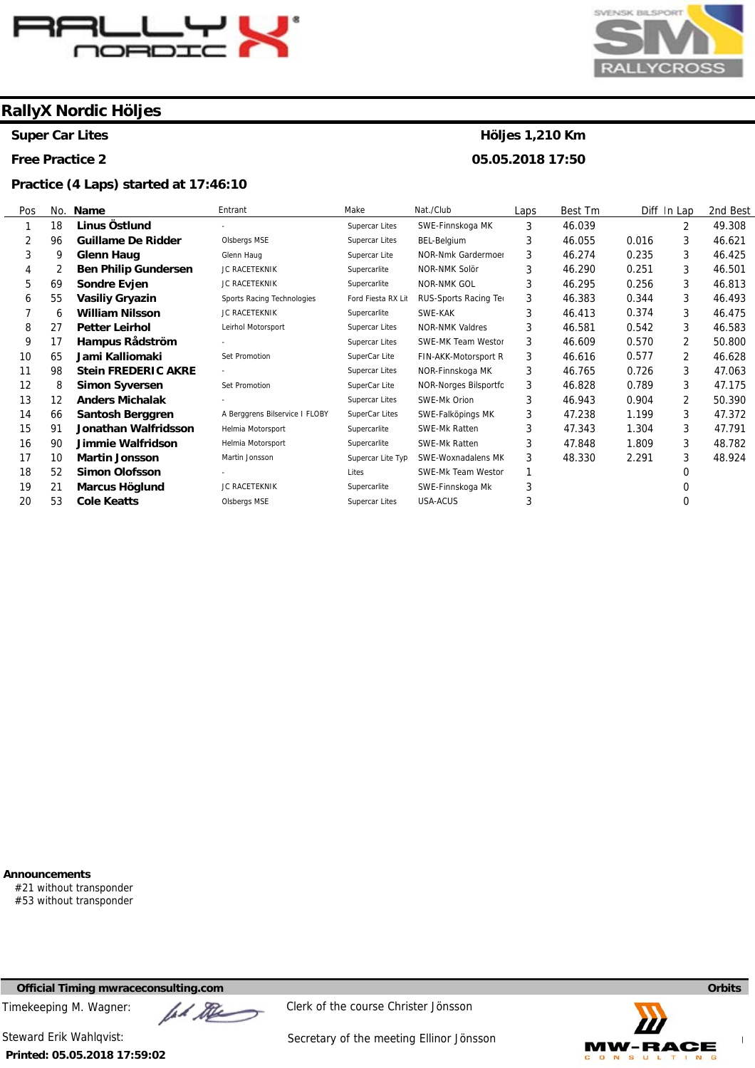# RallyX Nordic Höljes

**Super Car Lites** — **Höljes 1,210 Km**

**Free Practice 2** — **05.05.2018 17:50**

**Practice (4 Laps) started at 17:46:10**

| Pos | No. | Name | Entrant | Make | Nat./Club | Laps | Best Tm | Diff | In Lap | 2nd Best |
|---|---|---|---|---|---|---|---|---|---|---|
| 1 | 18 | **Linus Östlund** | - | Supercar Lites | SWE-Finnskoga MK | 3 | 46.039 | | 2 | 49.308 |
| 2 | 96 | **Guillame De Ridder** | Olsbergs MSE | Supercar Lites | BEL-Belgium | 3 | 46.055 | 0.016 | 3 | 46.621 |
| 3 | 9 | **Glenn Haug** | Glenn Haug | Supercar Lite | NOR-Nmk Gardermoen | 3 | 46.274 | 0.235 | 3 | 46.425 |
| 4 | 2 | **Ben Philip Gundersen** | JC RACETEKNIK | Supercarlite | NOR-NMK Solör | 3 | 46.290 | 0.251 | 3 | 46.501 |
| 5 | 69 | **Sondre Evjen** | JC RACETEKNIK | Supercarlite | NOR-NMK GOL | 3 | 46.295 | 0.256 | 3 | 46.813 |
| 6 | 55 | **Vasiliy Gryazin** | Sports Racing Technologies | Ford Fiesta RX Lit | RUS-Sports Racing Te | 3 | 46.383 | 0.344 | 3 | 46.493 |
| 7 | 6 | **William Nilsson** | JC RACETEKNIK | Supercarlite | SWE-KAK | 3 | 46.413 | 0.374 | 3 | 46.475 |
| 8 | 27 | **Petter Leirhol** | Leirhol Motorsport | Supercar Lites | NOR-NMK Valdres | 3 | 46.581 | 0.542 | 3 | 46.583 |
| 9 | 17 | **Hampus Rådström** | - | Supercar Lites | SWE-MK Team Westor | 3 | 46.609 | 0.570 | 2 | 50.800 |
| 10 | 65 | **Jami Kalliomaki** | Set Promotion | SuperCar Lite | FIN-AKK-Motorsport R | 3 | 46.616 | 0.577 | 2 | 46.628 |
| 11 | 98 | **Stein FREDERIC AKRE** | - | Supercar Lites | NOR-Finnskoga MK | 3 | 46.765 | 0.726 | 3 | 47.063 |
| 12 | 8 | **Simon Syversen** | Set Promotion | SuperCar Lite | NOR-Norges Bilsportfo | 3 | 46.828 | 0.789 | 3 | 47.175 |
| 13 | 12 | **Anders Michalak** | - | Supercar Lites | SWE-Mk Orion | 3 | 46.943 | 0.904 | 2 | 50.390 |
| 14 | 66 | **Santosh Berggren** | A Berggrens Bilservice I FLOBY | SuperCar Lites | SWE-Falköpings MK | 3 | 47.238 | 1.199 | 3 | 47.372 |
| 15 | 91 | **Jonathan Walfridsson** | Helmia Motorsport | Supercarlite | SWE-Mk Ratten | 3 | 47.343 | 1.304 | 3 | 47.791 |
| 16 | 90 | **Jimmie Walfridson** | Helmia Motorsport | Supercarlite | SWE-Mk Ratten | 3 | 47.848 | 1.809 | 3 | 48.782 |
| 17 | 10 | **Martin Jonsson** | Martin Jonsson | Supercar Lite Typ | SWE-Woxnadalens MK | 3 | 48.330 | 2.291 | 3 | 48.924 |
| 18 | 52 | **Simon Olofsson** | - | Lites | SWE-Mk Team Westor | 1 | | | 0 | |
| 19 | 21 | **Marcus Höglund** | JC RACETEKNIK | Supercarlite | SWE-Finnskoga Mk | 3 | | | 0 | |
| 20 | 53 | **Cole Keatts** | Olsbergs MSE | Supercar Lites | USA-ACUS | 3 | | | 0 | |

**Announcements**

#21 without transponder
#53 without transponder

**Official Timing mwraceconsulting.com** — **Orbits**

Timekeeping M. Wagner:

Clerk of the course Christer Jönsson

Steward Erik Wahlqvist:

Secretary of the meeting Ellinor Jönsson

**Printed: 05.05.2018 17:59:02**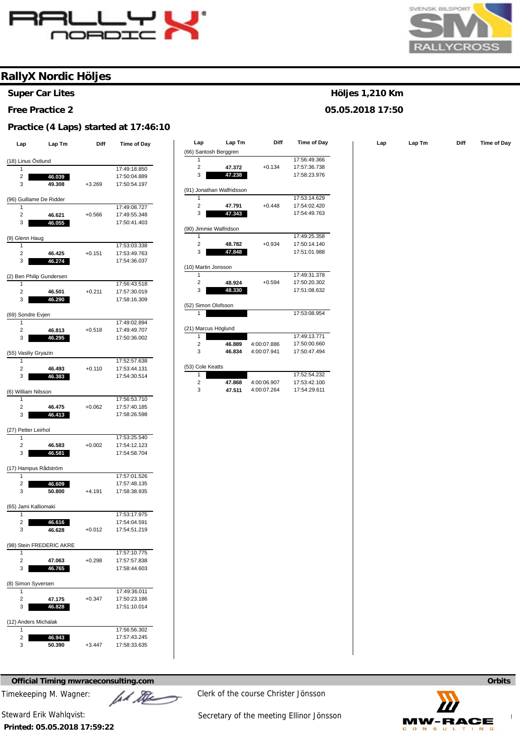# RallyX Nordic Höljes

**Super Car Lites** — **Höljes 1,210 Km**

**Free Practice 2** — **05.05.2018 17:50**

**Practice (4 Laps) started at 17:46:10**

| Lap | Lap Tm | Diff | Time of Day |
|---|---|---|---|
| **(18) Linus Östlund** | | | |
| 1 | | | 17:49:18.850 |
| 2 | **46.039** | | 17:50:04.889 |
| 3 | 49.308 | +3.269 | 17:50:54.197 |
| **(96) Guillame De Ridder** | | | |
| 1 | | | 17:49:08.727 |
| 2 | 46.621 | +0.566 | 17:49:55.348 |
| 3 | **46.055** | | 17:50:41.403 |
| **(9) Glenn Haug** | | | |
| 1 | | | 17:53:03.338 |
| 2 | 46.425 | +0.151 | 17:53:49.763 |
| 3 | **46.274** | | 17:54:36.037 |
| **(2) Ben Philip Gundersen** | | | |
| 1 | | | 17:56:43.518 |
| 2 | 46.501 | +0.211 | 17:57:30.019 |
| 3 | **46.290** | | 17:58:16.309 |
| **(69) Sondre Evjen** | | | |
| 1 | | | 17:49:02.894 |
| 2 | 46.813 | +0.518 | 17:49:49.707 |
| 3 | **46.295** | | 17:50:36.002 |
| **(55) Vasiliy Gryazin** | | | |
| 1 | | | 17:52:57.638 |
| 2 | 46.493 | +0.110 | 17:53:44.131 |
| 3 | **46.383** | | 17:54:30.514 |
| **(6) William Nilsson** | | | |
| 1 | | | 17:56:53.710 |
| 2 | 46.475 | +0.062 | 17:57:40.185 |
| 3 | **46.413** | | 17:58:26.598 |
| **(27) Petter Leirhol** | | | |
| 1 | | | 17:53:25.540 |
| 2 | 46.583 | +0.002 | 17:54:12.123 |
| 3 | **46.581** | | 17:54:58.704 |
| **(17) Hampus Rådström** | | | |
| 1 | | | 17:57:01.526 |
| 2 | **46.609** | | 17:57:48.135 |
| 3 | 50.800 | +4.191 | 17:58:38.935 |
| **(65) Jami Kalliomaki** | | | |
| 1 | | | 17:53:17.975 |
| 2 | **46.616** | | 17:54:04.591 |
| 3 | 46.628 | +0.012 | 17:54:51.219 |
| **(98) Stein FREDERIC AKRE** | | | |
| 1 | | | 17:57:10.775 |
| 2 | 47.063 | +0.298 | 17:57:57.838 |
| 3 | **46.765** | | 17:58:44.603 |
| **(8) Simon Syversen** | | | |
| 1 | | | 17:49:36.011 |
| 2 | 47.175 | +0.347 | 17:50:23.186 |
| 3 | **46.828** | | 17:51:10.014 |
| **(12) Anders Michalak** | | | |
| 1 | | | 17:56:56.302 |
| 2 | **46.943** | | 17:57:43.245 |
| 3 | 50.390 | +3.447 | 17:58:33.635 |
| **(66) Santosh Berggren** | | | |
| 1 | | | 17:56:49.366 |
| 2 | 47.372 | +0.134 | 17:57:36.738 |
| 3 | **47.238** | | 17:58:23.976 |
| **(91) Jonathan Walfridsson** | | | |
| 1 | | | 17:53:14.629 |
| 2 | 47.791 | +0.448 | 17:54:02.420 |
| 3 | **47.343** | | 17:54:49.763 |
| **(90) Jimmie Walfridson** | | | |
| 1 | | | 17:49:25.358 |
| 2 | 48.782 | +0.934 | 17:50:14.140 |
| 3 | **47.848** | | 17:51:01.988 |
| **(10) Martin Jonsson** | | | |
| 1 | | | 17:49:31.378 |
| 2 | 48.924 | +0.594 | 17:50:20.302 |
| 3 | **48.330** | | 17:51:08.632 |
| **(52) Simon Olofsson** | | | |
| 1 | | | 17:53:08.954 |
| **(21) Marcus Höglund** | | | |
| 1 | | | 17:49:13.771 |
| 2 | 46.889 | 4:00:07.886 | 17:50:00.660 |
| 3 | 46.834 | 4:00:07.941 | 17:50:47.494 |
| **(53) Cole Keatts** | | | |
| 1 | | | 17:52:54.232 |
| 2 | 47.868 | 4:00:06.907 | 17:53:42.100 |
| 3 | 47.511 | 4:00:07.264 | 17:54:29.611 |

**Official Timing mwraceconsulting.com** — **Orbits**

Timekeeping M. Wagner:

Clerk of the course Christer Jönsson

Steward Erik Wahlqvist:

Secretary of the meeting Ellinor Jönsson

**Printed: 05.05.2018 17:59:22**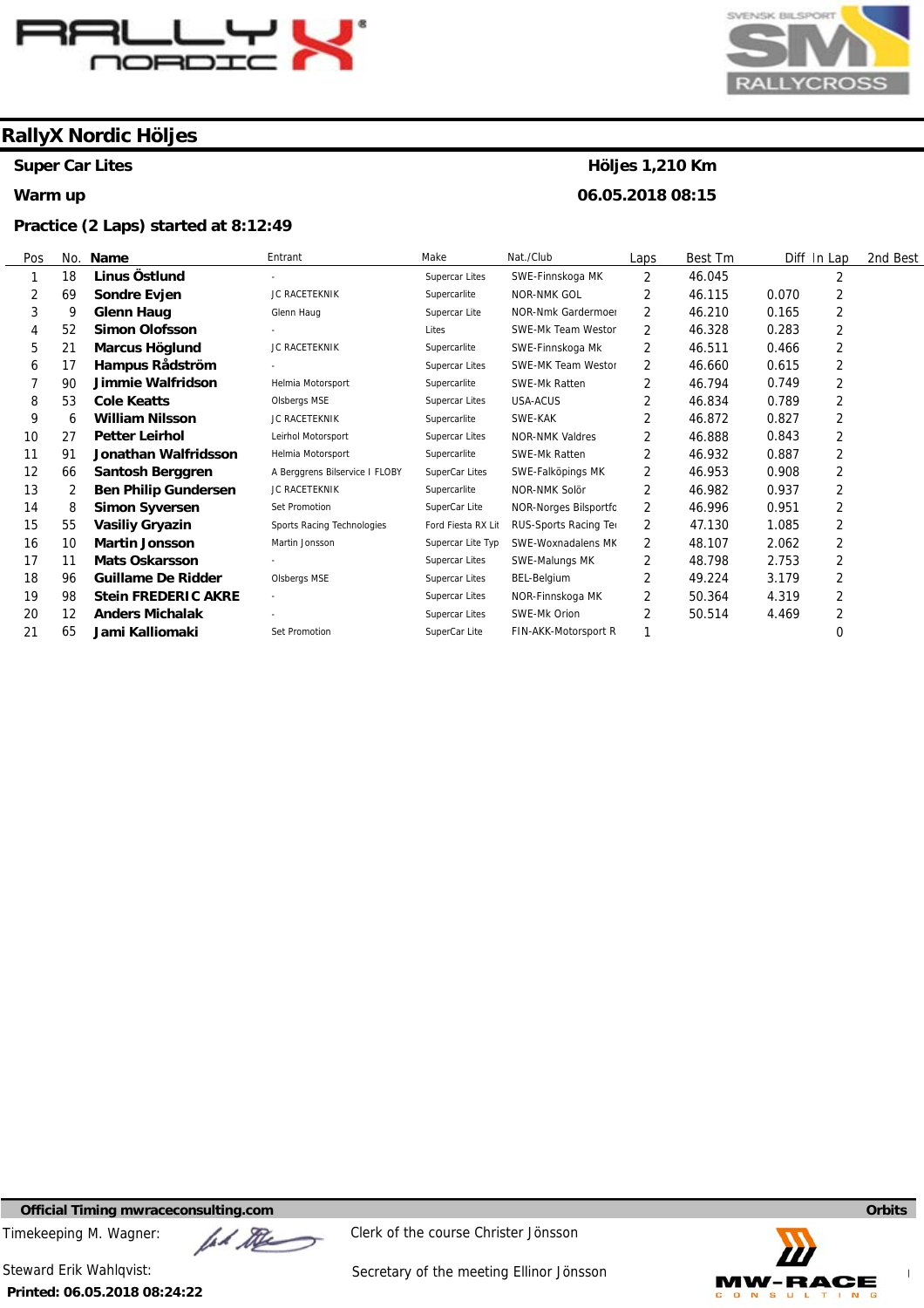# RallyX Nordic Höljes

**Super Car Lites** — **Höljes 1,210 Km**

**Warm up** — **06.05.2018 08:15**

**Practice (2 Laps) started at 8:12:49**

| Pos | No. | Name | Entrant | Make | Nat./Club | Laps | Best Tm | Diff | In Lap | 2nd Best |
|---|---|---|---|---|---|---|---|---|---|---|
| 1 | 18 | **Linus Östlund** | - | Supercar Lites | SWE-Finnskoga MK | 2 | 46.045 | | 2 | |
| 2 | 69 | **Sondre Evjen** | JC RACETEKNIK | Supercarlite | NOR-NMK GOL | 2 | 46.115 | 0.070 | 2 | |
| 3 | 9 | **Glenn Haug** | Glenn Haug | Supercar Lite | NOR-Nmk Gardermoe | 2 | 46.210 | 0.165 | 2 | |
| 4 | 52 | **Simon Olofsson** | - | Lites | SWE-Mk Team Westor | 2 | 46.328 | 0.283 | 2 | |
| 5 | 21 | **Marcus Höglund** | JC RACETEKNIK | Supercarlite | SWE-Finnskoga Mk | 2 | 46.511 | 0.466 | 2 | |
| 6 | 17 | **Hampus Rådström** | - | Supercar Lites | SWE-MK Team Westor | 2 | 46.660 | 0.615 | 2 | |
| 7 | 90 | **Jimmie Walfridson** | Helmia Motorsport | Supercarlite | SWE-Mk Ratten | 2 | 46.794 | 0.749 | 2 | |
| 8 | 53 | **Cole Keatts** | Olsbergs MSE | Supercar Lites | USA-ACUS | 2 | 46.834 | 0.789 | 2 | |
| 9 | 6 | **William Nilsson** | JC RACETEKNIK | Supercarlite | SWE-KAK | 2 | 46.872 | 0.827 | 2 | |
| 10 | 27 | **Petter Leirhol** | Leirhol Motorsport | Supercar Lites | NOR-NMK Valdres | 2 | 46.888 | 0.843 | 2 | |
| 11 | 91 | **Jonathan Walfridsson** | Helmia Motorsport | Supercarlite | SWE-Mk Ratten | 2 | 46.932 | 0.887 | 2 | |
| 12 | 66 | **Santosh Berggren** | A Berggrens Bilservice I FLOBY | SuperCar Lites | SWE-Falköpings MK | 2 | 46.953 | 0.908 | 2 | |
| 13 | 2 | **Ben Philip Gundersen** | JC RACETEKNIK | Supercarlite | NOR-NMK Solör | 2 | 46.982 | 0.937 | 2 | |
| 14 | 8 | **Simon Syversen** | Set Promotion | SuperCar Lite | NOR-Norges Bilsportfo | 2 | 46.996 | 0.951 | 2 | |
| 15 | 55 | **Vasiliy Gryazin** | Sports Racing Technologies | Ford Fiesta RX Lit | RUS-Sports Racing Te | 2 | 47.130 | 1.085 | 2 | |
| 16 | 10 | **Martin Jonsson** | Martin Jonsson | Supercar Lite Typ | SWE-Woxnadalens MK | 2 | 48.107 | 2.062 | 2 | |
| 17 | 11 | **Mats Oskarsson** | - | Supercar Lites | SWE-Malungs MK | 2 | 48.798 | 2.753 | 2 | |
| 18 | 96 | **Guillame De Ridder** | Olsbergs MSE | Supercar Lites | BEL-Belgium | 2 | 49.224 | 3.179 | 2 | |
| 19 | 98 | **Stein FREDERIC AKRE** | - | Supercar Lites | NOR-Finnskoga MK | 2 | 50.364 | 4.319 | 2 | |
| 20 | 12 | **Anders Michalak** | - | Supercar Lites | SWE-Mk Orion | 2 | 50.514 | 4.469 | 2 | |
| 21 | 65 | **Jami Kalliomaki** | Set Promotion | SuperCar Lite | FIN-AKK-Motorsport R | 1 | | | 0 | |

**Official Timing mwraceconsulting.com** — **Orbits**

Timekeeping M. Wagner:

Clerk of the course Christer Jönsson

Steward Erik Wahlqvist:

Secretary of the meeting Ellinor Jönsson

**Printed: 06.05.2018 08:24:22**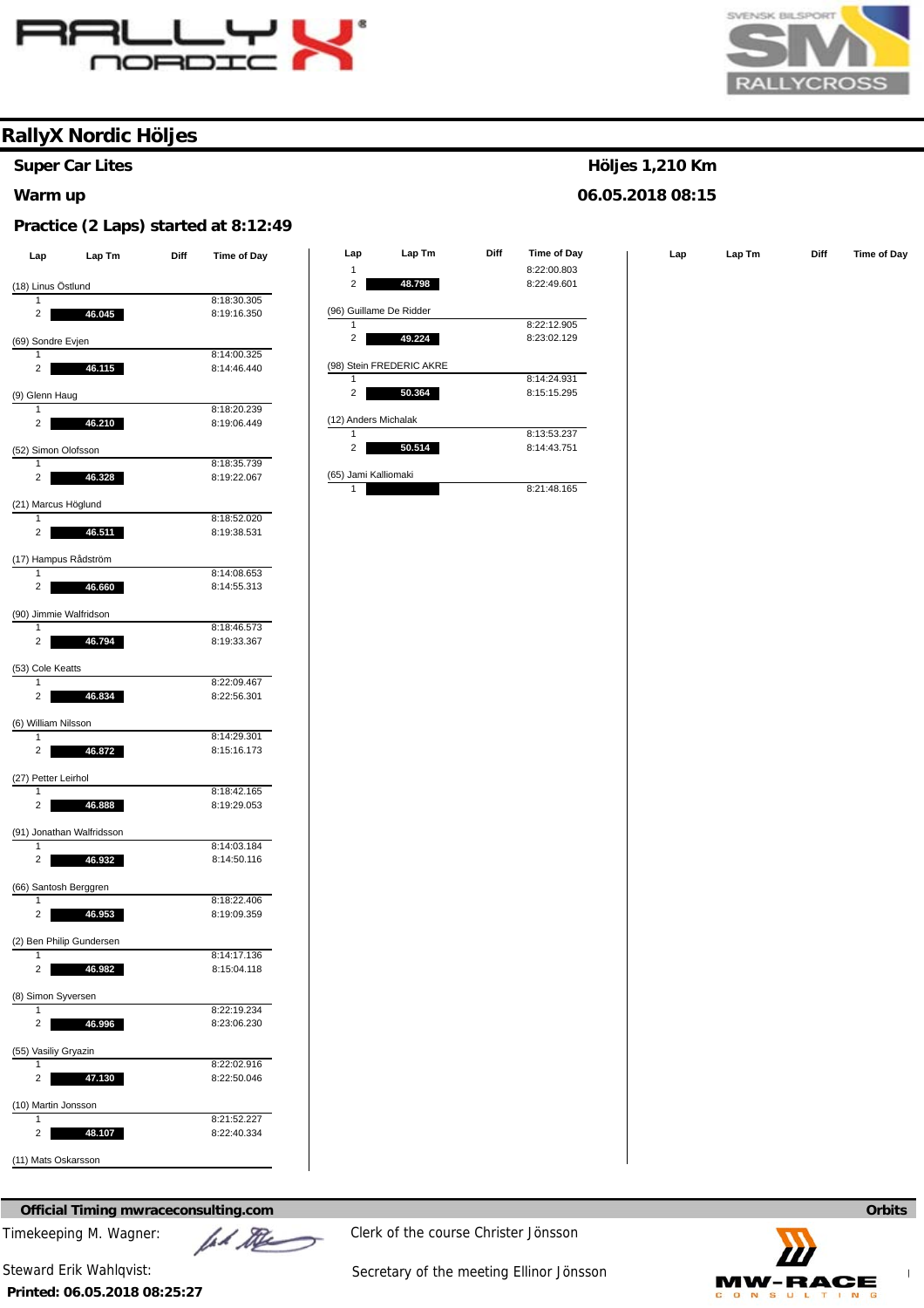# RallyX Nordic Höljes

**Super Car Lites** — **Höljes 1,210 Km**

**Warm up** — **06.05.2018 08:15**

## Practice (2 Laps) started at 8:12:49

| Lap | Lap Tm | Diff | Time of Day |
|---|---|---|---|
| **(18) Linus Östlund** | | | |
| 1 | | | 8:18:30.305 |
| 2 | 46.045 | | 8:19:16.350 |
| **(69) Sondre Evjen** | | | |
| 1 | | | 8:14:00.325 |
| 2 | 46.115 | | 8:14:46.440 |
| **(9) Glenn Haug** | | | |
| 1 | | | 8:18:20.239 |
| 2 | 46.210 | | 8:19:06.449 |
| **(52) Simon Olofsson** | | | |
| 1 | | | 8:18:35.739 |
| 2 | 46.328 | | 8:19:22.067 |
| **(21) Marcus Höglund** | | | |
| 1 | | | 8:18:52.020 |
| 2 | 46.511 | | 8:19:38.531 |
| **(17) Hampus Rådström** | | | |
| 1 | | | 8:14:08.653 |
| 2 | 46.660 | | 8:14:55.313 |
| **(90) Jimmie Walfridson** | | | |
| 1 | | | 8:18:46.573 |
| 2 | 46.794 | | 8:19:33.367 |
| **(53) Cole Keatts** | | | |
| 1 | | | 8:22:09.467 |
| 2 | 46.834 | | 8:22:56.301 |
| **(6) William Nilsson** | | | |
| 1 | | | 8:14:29.301 |
| 2 | 46.872 | | 8:15:16.173 |
| **(27) Petter Leirhol** | | | |
| 1 | | | 8:18:42.165 |
| 2 | 46.888 | | 8:19:29.053 |
| **(91) Jonathan Walfridsson** | | | |
| 1 | | | 8:14:03.184 |
| 2 | 46.932 | | 8:14:50.116 |
| **(66) Santosh Berggren** | | | |
| 1 | | | 8:18:22.406 |
| 2 | 46.953 | | 8:19:09.359 |
| **(2) Ben Philip Gundersen** | | | |
| 1 | | | 8:14:17.136 |
| 2 | 46.982 | | 8:15:04.118 |
| **(8) Simon Syversen** | | | |
| 1 | | | 8:22:19.234 |
| 2 | 46.996 | | 8:23:06.230 |
| **(55) Vasiliy Gryazin** | | | |
| 1 | | | 8:22:02.916 |
| 2 | 47.130 | | 8:22:50.046 |
| **(10) Martin Jonsson** | | | |
| 1 | | | 8:21:52.227 |
| 2 | 48.107 | | 8:22:40.334 |
| **(11) Mats Oskarsson** | | | |
| 1 | | | 8:22:00.803 |
| 2 | 48.798 | | 8:22:49.601 |
| **(96) Guillame De Ridder** | | | |
| 1 | | | 8:22:12.905 |
| 2 | 49.224 | | 8:23:02.129 |
| **(98) Stein FREDERIC AKRE** | | | |
| 1 | | | 8:14:24.931 |
| 2 | 50.364 | | 8:15:15.295 |
| **(12) Anders Michalak** | | | |
| 1 | | | 8:13:53.237 |
| 2 | 50.514 | | 8:14:43.751 |
| **(65) Jami Kalliomaki** | | | |
| 1 | | | 8:21:48.165 |

**Official Timing mwraceconsulting.com** — **Orbits**

Timekeeping M. Wagner:

Clerk of the course Christer Jönsson

Steward Erik Wahlqvist:

Secretary of the meeting Ellinor Jönsson

**Printed: 06.05.2018 08:25:27**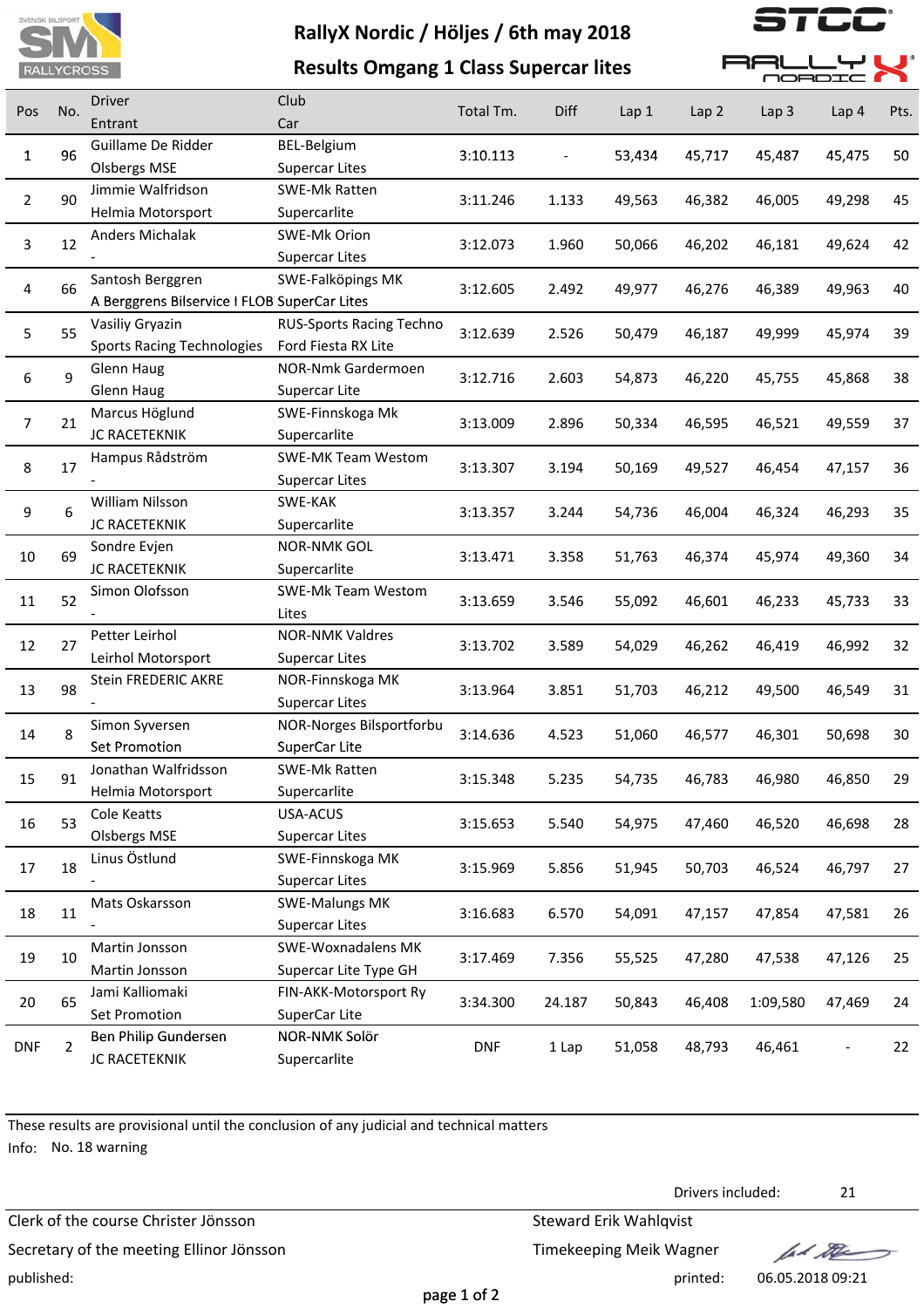# RallyX Nordic / Höljes / 6th may 2018

## Results Omgang 1 Class Supercar lites

| Pos | No. | Driver / Entrant | Club / Car | Total Tm. | Diff | Lap 1 | Lap 2 | Lap 3 | Lap 4 | Pts. |
|---|---|---|---|---|---|---|---|---|---|---|
| 1 | 96 | Guillame De Ridder / Olsbergs MSE | BEL-Belgium / Supercar Lites | 3:10.113 | - | 53,434 | 45,717 | 45,487 | 45,475 | 50 |
| 2 | 90 | Jimmie Walfridson / Helmia Motorsport | SWE-Mk Ratten / Supercarlite | 3:11.246 | 1.133 | 49,563 | 46,382 | 46,005 | 49,298 | 45 |
| 3 | 12 | Anders Michalak / - | SWE-Mk Orion / Supercar Lites | 3:12.073 | 1.960 | 50,066 | 46,202 | 46,181 | 49,624 | 42 |
| 4 | 66 | Santosh Berggren / A Berggrens Bilservice I FLOB | SWE-Falköpings MK / SuperCar Lites | 3:12.605 | 2.492 | 49,977 | 46,276 | 46,389 | 49,963 | 40 |
| 5 | 55 | Vasiliy Gryazin / Sports Racing Technologies | RUS-Sports Racing Techno / Ford Fiesta RX Lite | 3:12.639 | 2.526 | 50,479 | 46,187 | 49,999 | 45,974 | 39 |
| 6 | 9 | Glenn Haug / Glenn Haug | NOR-Nmk Gardermoen / Supercar Lite | 3:12.716 | 2.603 | 54,873 | 46,220 | 45,755 | 45,868 | 38 |
| 7 | 21 | Marcus Höglund / JC RACETEKNIK | SWE-Finnskoga Mk / Supercarlite | 3:13.009 | 2.896 | 50,334 | 46,595 | 46,521 | 49,559 | 37 |
| 8 | 17 | Hampus Rådström / - | SWE-MK Team Westom / Supercar Lites | 3:13.307 | 3.194 | 50,169 | 49,527 | 46,454 | 47,157 | 36 |
| 9 | 6 | William Nilsson / JC RACETEKNIK | SWE-KAK / Supercarlite | 3:13.357 | 3.244 | 54,736 | 46,004 | 46,324 | 46,293 | 35 |
| 10 | 69 | Sondre Evjen / JC RACETEKNIK | NOR-NMK GOL / Supercarlite | 3:13.471 | 3.358 | 51,763 | 46,374 | 45,974 | 49,360 | 34 |
| 11 | 52 | Simon Olofsson / - | SWE-Mk Team Westom / Lites | 3:13.659 | 3.546 | 55,092 | 46,601 | 46,233 | 45,733 | 33 |
| 12 | 27 | Petter Leirhol / Leirhol Motorsport | NOR-NMK Valdres / Supercar Lites | 3:13.702 | 3.589 | 54,029 | 46,262 | 46,419 | 46,992 | 32 |
| 13 | 98 | Stein FREDERIC AKRE / - | NOR-Finnskoga MK / Supercar Lites | 3:13.964 | 3.851 | 51,703 | 46,212 | 49,500 | 46,549 | 31 |
| 14 | 8 | Simon Syversen / Set Promotion | NOR-Norges Bilsportforbu / SuperCar Lite | 3:14.636 | 4.523 | 51,060 | 46,577 | 46,301 | 50,698 | 30 |
| 15 | 91 | Jonathan Walfridsson / Helmia Motorsport | SWE-Mk Ratten / Supercarlite | 3:15.348 | 5.235 | 54,735 | 46,783 | 46,980 | 46,850 | 29 |
| 16 | 53 | Cole Keatts / Olsbergs MSE | USA-ACUS / Supercar Lites | 3:15.653 | 5.540 | 54,975 | 47,460 | 46,520 | 46,698 | 28 |
| 17 | 18 | Linus Östlund / - | SWE-Finnskoga MK / Supercar Lites | 3:15.969 | 5.856 | 51,945 | 50,703 | 46,524 | 46,797 | 27 |
| 18 | 11 | Mats Oskarsson / - | SWE-Malungs MK / Supercar Lites | 3:16.683 | 6.570 | 54,091 | 47,157 | 47,854 | 47,581 | 26 |
| 19 | 10 | Martin Jonsson / Martin Jonsson | SWE-Woxnadalens MK / Supercar Lite Type GH | 3:17.469 | 7.356 | 55,525 | 47,280 | 47,538 | 47,126 | 25 |
| 20 | 65 | Jami Kalliomaki / Set Promotion | FIN-AKK-Motorsport Ry / SuperCar Lite | 3:34.300 | 24.187 | 50,843 | 46,408 | 1:09,580 | 47,469 | 24 |
| DNF | 2 | Ben Philip Gundersen / JC RACETEKNIK | NOR-NMK Solör / Supercarlite | DNF | 1 Lap | 51,058 | 48,793 | 46,461 | - | 22 |

These results are provisional until the conclusion of any judicial and technical matters

Info: No. 18 warning

Drivers included: 21

Clerk of the course Christer Jönsson

Secretary of the meeting Ellinor Jönsson

published:

Steward Erik Wahlqvist

Timekeeping Meik Wagner

printed: 06.05.2018 09:21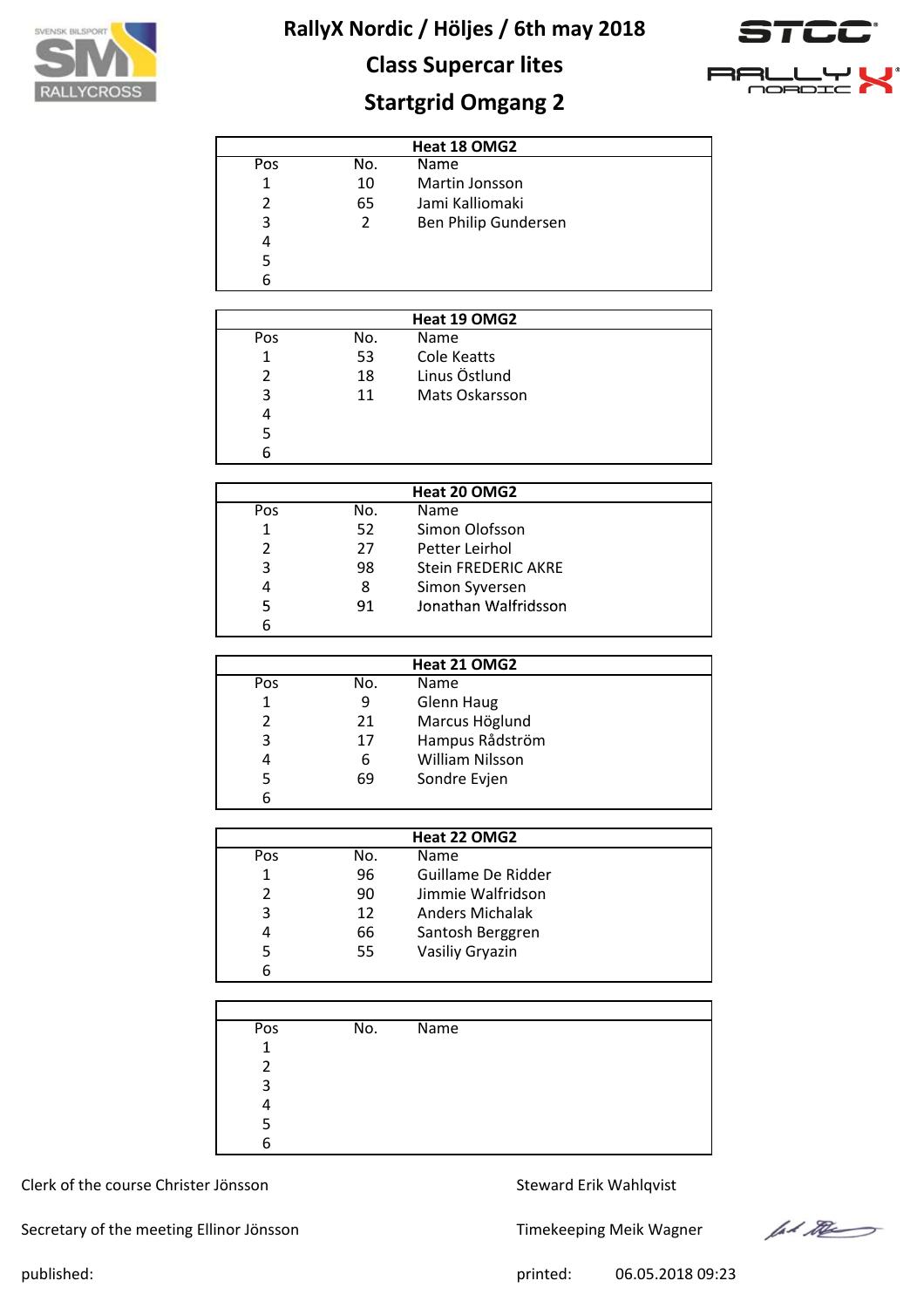# RallyX Nordic / Höljes / 6th may 2018

## Class Supercar lites

## Startgrid Omgang 2

| Heat 18 OMG2 | | |
|---|---|---|
| Pos | No. | Name |
| 1 | 10 | Martin Jonsson |
| 2 | 65 | Jami Kalliomaki |
| 3 | 2 | Ben Philip Gundersen |
| 4 | | |
| 5 | | |
| 6 | | |

| Heat 19 OMG2 | | |
|---|---|---|
| Pos | No. | Name |
| 1 | 53 | Cole Keatts |
| 2 | 18 | Linus Östlund |
| 3 | 11 | Mats Oskarsson |
| 4 | | |
| 5 | | |
| 6 | | |

| Heat 20 OMG2 | | |
|---|---|---|
| Pos | No. | Name |
| 1 | 52 | Simon Olofsson |
| 2 | 27 | Petter Leirhol |
| 3 | 98 | Stein FREDERIC AKRE |
| 4 | 8 | Simon Syversen |
| 5 | 91 | Jonathan Walfridsson |
| 6 | | |

| Heat 21 OMG2 | | |
|---|---|---|
| Pos | No. | Name |
| 1 | 9 | Glenn Haug |
| 2 | 21 | Marcus Höglund |
| 3 | 17 | Hampus Rådström |
| 4 | 6 | William Nilsson |
| 5 | 69 | Sondre Evjen |
| 6 | | |

| Heat 22 OMG2 | | |
|---|---|---|
| Pos | No. | Name |
| 1 | 96 | Guillame De Ridder |
| 2 | 90 | Jimmie Walfridson |
| 3 | 12 | Anders Michalak |
| 4 | 66 | Santosh Berggren |
| 5 | 55 | Vasiliy Gryazin |
| 6 | | |

| | | |
|---|---|---|
| Pos | No. | Name |
| 1 | | |
| 2 | | |
| 3 | | |
| 4 | | |
| 5 | | |
| 6 | | |

Clerk of the course Christer Jönsson

Steward Erik Wahlqvist

Secretary of the meeting Ellinor Jönsson

Timekeeping Meik Wagner

published:

printed: 06.05.2018 09:23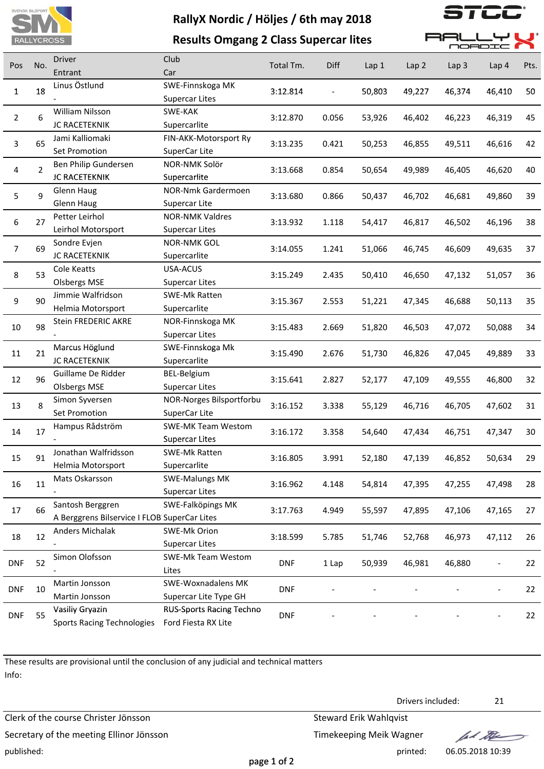# RallyX Nordic / Höljes / 6th may 2018

## Results Omgang 2 Class Supercar lites

| Pos | No. | Driver<br>Entrant | Club<br>Car | Total Tm. | Diff | Lap 1 | Lap 2 | Lap 3 | Lap 4 | Pts. |
|---|---|---|---|---|---|---|---|---|---|---|
| 1 | 18 | Linus Östlund<br>- | SWE-Finnskoga MK<br>Supercar Lites | 3:12.814 | - | 50,803 | 49,227 | 46,374 | 46,410 | 50 |
| 2 | 6 | William Nilsson<br>JC RACETEKNIK | SWE-KAK<br>Supercarlite | 3:12.870 | 0.056 | 53,926 | 46,402 | 46,223 | 46,319 | 45 |
| 3 | 65 | Jami Kalliomaki<br>Set Promotion | FIN-AKK-Motorsport Ry<br>SuperCar Lite | 3:13.235 | 0.421 | 50,253 | 46,855 | 49,511 | 46,616 | 42 |
| 4 | 2 | Ben Philip Gundersen<br>JC RACETEKNIK | NOR-NMK Solör<br>Supercarlite | 3:13.668 | 0.854 | 50,654 | 49,989 | 46,405 | 46,620 | 40 |
| 5 | 9 | Glenn Haug<br>Glenn Haug | NOR-Nmk Gardermoen<br>Supercar Lite | 3:13.680 | 0.866 | 50,437 | 46,702 | 46,681 | 49,860 | 39 |
| 6 | 27 | Petter Leirhol<br>Leirhol Motorsport | NOR-NMK Valdres<br>Supercar Lites | 3:13.932 | 1.118 | 54,417 | 46,817 | 46,502 | 46,196 | 38 |
| 7 | 69 | Sondre Evjen<br>JC RACETEKNIK | NOR-NMK GOL<br>Supercarlite | 3:14.055 | 1.241 | 51,066 | 46,745 | 46,609 | 49,635 | 37 |
| 8 | 53 | Cole Keatts<br>Olsbergs MSE | USA-ACUS<br>Supercar Lites | 3:15.249 | 2.435 | 50,410 | 46,650 | 47,132 | 51,057 | 36 |
| 9 | 90 | Jimmie Walfridson<br>Helmia Motorsport | SWE-Mk Ratten<br>Supercarlite | 3:15.367 | 2.553 | 51,221 | 47,345 | 46,688 | 50,113 | 35 |
| 10 | 98 | Stein FREDERIC AKRE<br>- | NOR-Finnskoga MK<br>Supercar Lites | 3:15.483 | 2.669 | 51,820 | 46,503 | 47,072 | 50,088 | 34 |
| 11 | 21 | Marcus Höglund<br>JC RACETEKNIK | SWE-Finnskoga Mk<br>Supercarlite | 3:15.490 | 2.676 | 51,730 | 46,826 | 47,045 | 49,889 | 33 |
| 12 | 96 | Guillame De Ridder<br>Olsbergs MSE | BEL-Belgium<br>Supercar Lites | 3:15.641 | 2.827 | 52,177 | 47,109 | 49,555 | 46,800 | 32 |
| 13 | 8 | Simon Syversen<br>Set Promotion | NOR-Norges Bilsportforbu<br>SuperCar Lite | 3:16.152 | 3.338 | 55,129 | 46,716 | 46,705 | 47,602 | 31 |
| 14 | 17 | Hampus Rådström<br>- | SWE-MK Team Westom<br>Supercar Lites | 3:16.172 | 3.358 | 54,640 | 47,434 | 46,751 | 47,347 | 30 |
| 15 | 91 | Jonathan Walfridsson<br>Helmia Motorsport | SWE-Mk Ratten<br>Supercarlite | 3:16.805 | 3.991 | 52,180 | 47,139 | 46,852 | 50,634 | 29 |
| 16 | 11 | Mats Oskarsson<br>- | SWE-Malungs MK<br>Supercar Lites | 3:16.962 | 4.148 | 54,814 | 47,395 | 47,255 | 47,498 | 28 |
| 17 | 66 | Santosh Berggren<br>A Berggrens Bilservice I FLOB | SWE-Falköpings MK<br>SuperCar Lites | 3:17.763 | 4.949 | 55,597 | 47,895 | 47,106 | 47,165 | 27 |
| 18 | 12 | Anders Michalak<br>- | SWE-Mk Orion<br>Supercar Lites | 3:18.599 | 5.785 | 51,746 | 52,768 | 46,973 | 47,112 | 26 |
| DNF | 52 | Simon Olofsson<br>- | SWE-Mk Team Westom<br>Lites | DNF | 1 Lap | 50,939 | 46,981 | 46,880 | - | 22 |
| DNF | 10 | Martin Jonsson<br>Martin Jonsson | SWE-Woxnadalens MK<br>Supercar Lite Type GH | DNF | - | - | - | - | - | 22 |
| DNF | 55 | Vasiliy Gryazin<br>Sports Racing Technologies | RUS-Sports Racing Techno<br>Ford Fiesta RX Lite | DNF | - | - | - | - | - | 22 |

These results are provisional until the conclusion of any judicial and technical matters

Info:

Drivers included: 21

Clerk of the course Christer Jönsson

Steward Erik Wahlqvist

Secretary of the meeting Ellinor Jönsson

Timekeeping Meik Wagner

published:

printed: 06.05.2018 10:39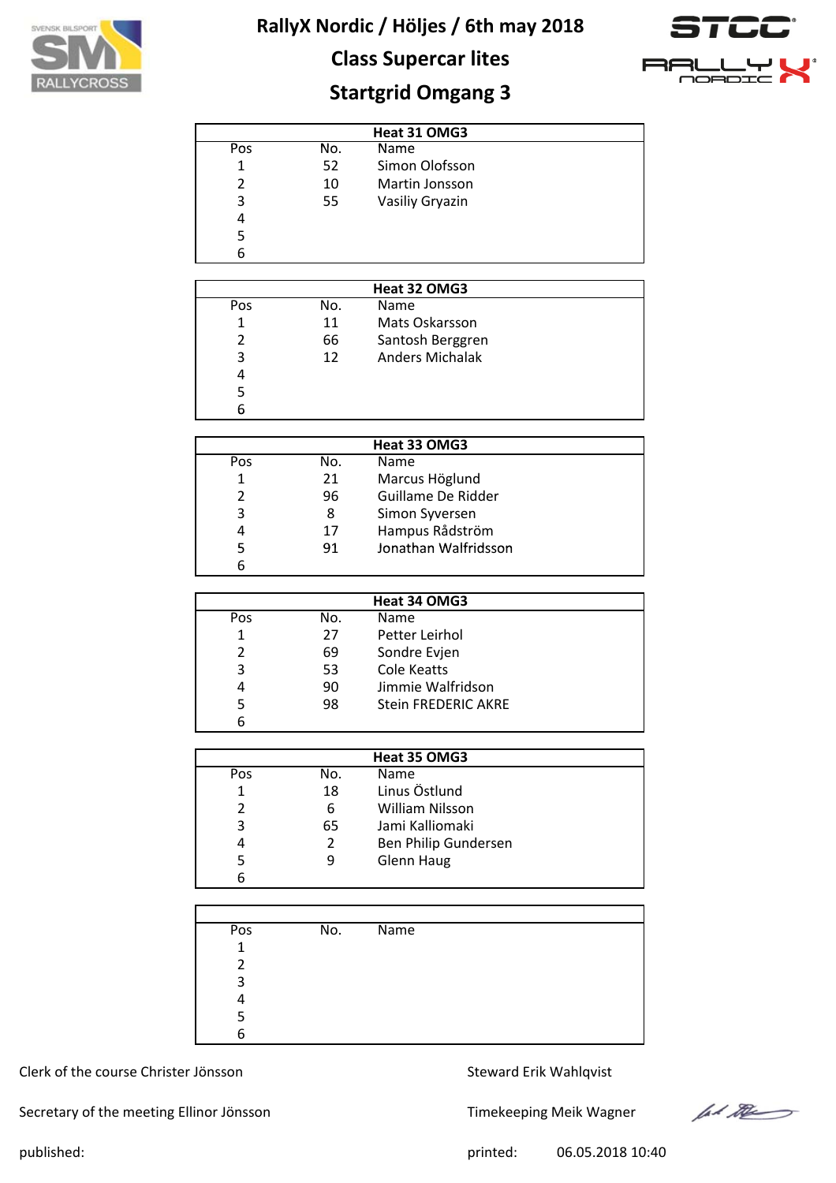# RallyX Nordic / Höljes / 6th may 2018

## Class Supercar lites

## Startgrid Omgang 3

| Heat 31 OMG3 | | |
|---|---|---|
| Pos | No. | Name |
| 1 | 52 | Simon Olofsson |
| 2 | 10 | Martin Jonsson |
| 3 | 55 | Vasiliy Gryazin |
| 4 | | |
| 5 | | |
| 6 | | |

| Heat 32 OMG3 | | |
|---|---|---|
| Pos | No. | Name |
| 1 | 11 | Mats Oskarsson |
| 2 | 66 | Santosh Berggren |
| 3 | 12 | Anders Michalak |
| 4 | | |
| 5 | | |
| 6 | | |

| Heat 33 OMG3 | | |
|---|---|---|
| Pos | No. | Name |
| 1 | 21 | Marcus Höglund |
| 2 | 96 | Guillame De Ridder |
| 3 | 8 | Simon Syversen |
| 4 | 17 | Hampus Rådström |
| 5 | 91 | Jonathan Walfridsson |
| 6 | | |

| Heat 34 OMG3 | | |
|---|---|---|
| Pos | No. | Name |
| 1 | 27 | Petter Leirhol |
| 2 | 69 | Sondre Evjen |
| 3 | 53 | Cole Keatts |
| 4 | 90 | Jimmie Walfridson |
| 5 | 98 | Stein FREDERIC AKRE |
| 6 | | |

| Heat 35 OMG3 | | |
|---|---|---|
| Pos | No. | Name |
| 1 | 18 | Linus Östlund |
| 2 | 6 | William Nilsson |
| 3 | 65 | Jami Kalliomaki |
| 4 | 2 | Ben Philip Gundersen |
| 5 | 9 | Glenn Haug |
| 6 | | |

| Pos | No. | Name |
|---|---|---|
| 1 | | |
| 2 | | |
| 3 | | |
| 4 | | |
| 5 | | |
| 6 | | |

Clerk of the course Christer Jönsson

Steward Erik Wahlqvist

Secretary of the meeting Ellinor Jönsson

Timekeeping Meik Wagner

published:

printed: 06.05.2018 10:40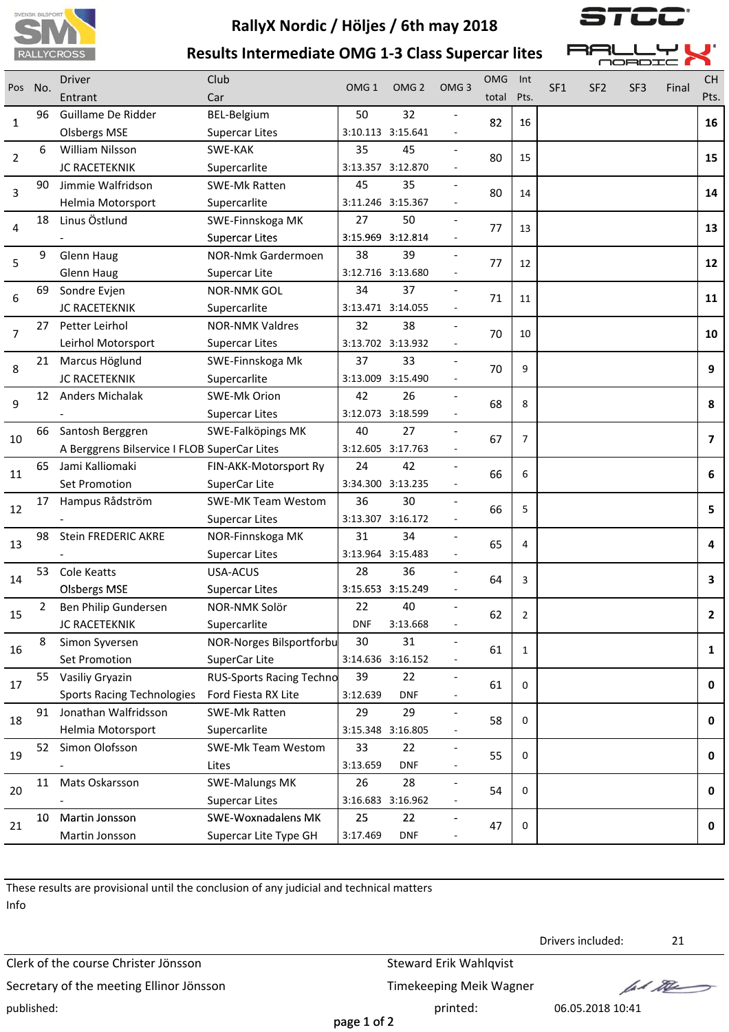# RallyX Nordic / Höljes / 6th may 2018

## Results Intermediate OMG 1-3 Class Supercar lites

| Pos | No. | Driver / Entrant | Club / Car | OMG 1 | OMG 2 | OMG 3 | OMG total | Int Pts. | SF1 | SF2 | SF3 | Final | CH Pts. |
|---|---|---|---|---|---|---|---|---|---|---|---|---|---|
| 1 | 96 | Guillame De Ridder / Olsbergs MSE | BEL-Belgium / Supercar Lites | 50 / 3:10.113 | 32 / 3:15.641 | - / - | 82 | 16 | | | | | **16** |
| 2 | 6 | William Nilsson / JC RACETEKNIK | SWE-KAK / Supercarlite | 35 / 3:13.357 | 45 / 3:12.870 | - / - | 80 | 15 | | | | | **15** |
| 3 | 90 | Jimmie Walfridson / Helmia Motorsport | SWE-Mk Ratten / Supercarlite | 45 / 3:11.246 | 35 / 3:15.367 | - / - | 80 | 14 | | | | | **14** |
| 4 | 18 | Linus Östlund / - | SWE-Finnskoga MK / Supercar Lites | 27 / 3:15.969 | 50 / 3:12.814 | - / - | 77 | 13 | | | | | **13** |
| 5 | 9 | Glenn Haug / Glenn Haug | NOR-Nmk Gardermoen / Supercar Lite | 38 / 3:12.716 | 39 / 3:13.680 | - / - | 77 | 12 | | | | | **12** |
| 6 | 69 | Sondre Evjen / JC RACETEKNIK | NOR-NMK GOL / Supercarlite | 34 / 3:13.471 | 37 / 3:14.055 | - / - | 71 | 11 | | | | | **11** |
| 7 | 27 | Petter Leirhol / Leirhol Motorsport | NOR-NMK Valdres / Supercar Lites | 32 / 3:13.702 | 38 / 3:13.932 | - / - | 70 | 10 | | | | | **10** |
| 8 | 21 | Marcus Höglund / JC RACETEKNIK | SWE-Finnskoga Mk / Supercarlite | 37 / 3:13.009 | 33 / 3:15.490 | - / - | 70 | 9 | | | | | **9** |
| 9 | 12 | Anders Michalak / - | SWE-Mk Orion / Supercar Lites | 42 / 3:12.073 | 26 / 3:18.599 | - / - | 68 | 8 | | | | | **8** |
| 10 | 66 | Santosh Berggren / A Berggrens Bilservice I FLOB | SWE-Falköpings MK / SuperCar Lites | 40 / 3:12.605 | 27 / 3:17.763 | - / - | 67 | 7 | | | | | **7** |
| 11 | 65 | Jami Kalliomaki / Set Promotion | FIN-AKK-Motorsport Ry / SuperCar Lite | 24 / 3:34.300 | 42 / 3:13.235 | - / - | 66 | 6 | | | | | **6** |
| 12 | 17 | Hampus Rådström / - | SWE-MK Team Westom / Supercar Lites | 36 / 3:13.307 | 30 / 3:16.172 | - / - | 66 | 5 | | | | | **5** |
| 13 | 98 | Stein FREDERIC AKRE / - | NOR-Finnskoga MK / Supercar Lites | 31 / 3:13.964 | 34 / 3:15.483 | - / - | 65 | 4 | | | | | **4** |
| 14 | 53 | Cole Keatts / Olsbergs MSE | USA-ACUS / Supercar Lites | 28 / 3:15.653 | 36 / 3:15.249 | - / - | 64 | 3 | | | | | **3** |
| 15 | 2 | Ben Philip Gundersen / JC RACETEKNIK | NOR-NMK Solör / Supercarlite | 22 / DNF | 40 / 3:13.668 | - / - | 62 | 2 | | | | | **2** |
| 16 | 8 | Simon Syversen / Set Promotion | NOR-Norges Bilsportforbu / SuperCar Lite | 30 / 3:14.636 | 31 / 3:16.152 | - / - | 61 | 1 | | | | | **1** |
| 17 | 55 | Vasiliy Gryazin / Sports Racing Technologies | RUS-Sports Racing Techno / Ford Fiesta RX Lite | 39 / 3:12.639 | 22 / DNF | - / - | 61 | 0 | | | | | **0** |
| 18 | 91 | Jonathan Walfridsson / Helmia Motorsport | SWE-Mk Ratten / Supercarlite | 29 / 3:15.348 | 29 / 3:16.805 | - / - | 58 | 0 | | | | | **0** |
| 19 | 52 | Simon Olofsson / - | SWE-Mk Team Westom / Lites | 33 / 3:13.659 | 22 / DNF | - / - | 55 | 0 | | | | | **0** |
| 20 | 11 | Mats Oskarsson / - | SWE-Malungs MK / Supercar Lites | 26 / 3:16.683 | 28 / 3:16.962 | - / - | 54 | 0 | | | | | **0** |
| 21 | 10 | Martin Jonsson / Martin Jonsson | SWE-Woxnadalens MK / Supercar Lite Type GH | 25 / 3:17.469 | 22 / DNF | - / - | 47 | 0 | | | | | **0** |

These results are provisional until the conclusion of any judicial and technical matters

Info

Drivers included: 21

Clerk of the course Christer Jönsson | Steward Erik Wahlqvist

Secretary of the meeting Ellinor Jönsson | Timekeeping Meik Wagner

published: | printed: 06.05.2018 10:41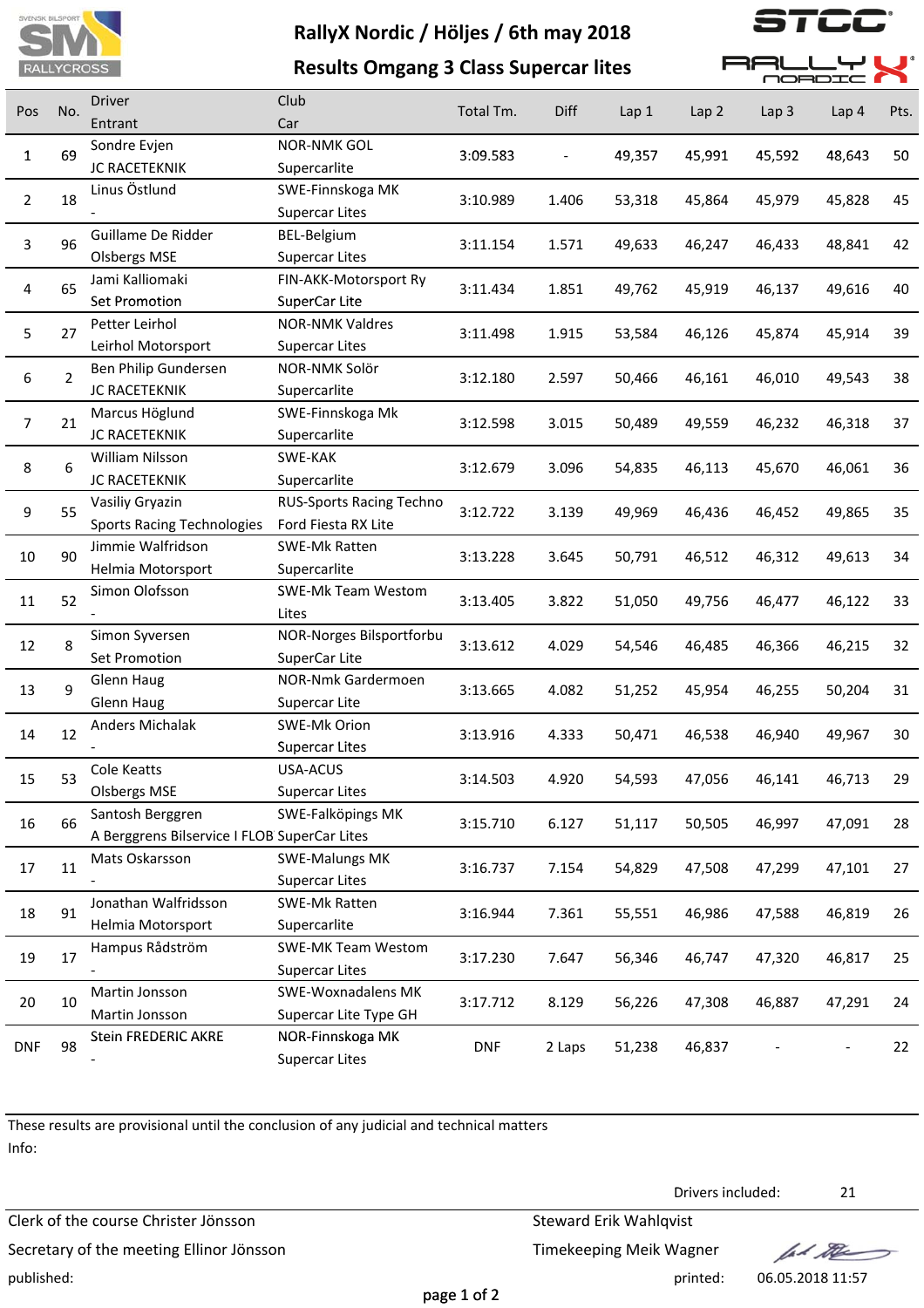# RallyX Nordic / Höljes / 6th may 2018

## Results Omgang 3 Class Supercar lites

| Pos | No. | Driver / Entrant | Club / Car | Total Tm. | Diff | Lap 1 | Lap 2 | Lap 3 | Lap 4 | Pts. |
|---|---|---|---|---|---|---|---|---|---|---|
| 1 | 69 | Sondre Evjen / JC RACETEKNIK | NOR-NMK GOL / Supercarlite | 3:09.583 | - | 49,357 | 45,991 | 45,592 | 48,643 | 50 |
| 2 | 18 | Linus Östlund / - | SWE-Finnskoga MK / Supercar Lites | 3:10.989 | 1.406 | 53,318 | 45,864 | 45,979 | 45,828 | 45 |
| 3 | 96 | Guillame De Ridder / Olsbergs MSE | BEL-Belgium / Supercar Lites | 3:11.154 | 1.571 | 49,633 | 46,247 | 46,433 | 48,841 | 42 |
| 4 | 65 | Jami Kalliomaki / Set Promotion | FIN-AKK-Motorsport Ry / SuperCar Lite | 3:11.434 | 1.851 | 49,762 | 45,919 | 46,137 | 49,616 | 40 |
| 5 | 27 | Petter Leirhol / Leirhol Motorsport | NOR-NMK Valdres / Supercar Lites | 3:11.498 | 1.915 | 53,584 | 46,126 | 45,874 | 45,914 | 39 |
| 6 | 2 | Ben Philip Gundersen / JC RACETEKNIK | NOR-NMK Solör / Supercarlite | 3:12.180 | 2.597 | 50,466 | 46,161 | 46,010 | 49,543 | 38 |
| 7 | 21 | Marcus Höglund / JC RACETEKNIK | SWE-Finnskoga Mk / Supercarlite | 3:12.598 | 3.015 | 50,489 | 49,559 | 46,232 | 46,318 | 37 |
| 8 | 6 | William Nilsson / JC RACETEKNIK | SWE-KAK / Supercarlite | 3:12.679 | 3.096 | 54,835 | 46,113 | 45,670 | 46,061 | 36 |
| 9 | 55 | Vasiliy Gryazin / Sports Racing Technologies | RUS-Sports Racing Techno / Ford Fiesta RX Lite | 3:12.722 | 3.139 | 49,969 | 46,436 | 46,452 | 49,865 | 35 |
| 10 | 90 | Jimmie Walfridson / Helmia Motorsport | SWE-Mk Ratten / Supercarlite | 3:13.228 | 3.645 | 50,791 | 46,512 | 46,312 | 49,613 | 34 |
| 11 | 52 | Simon Olofsson / - | SWE-Mk Team Westom / Lites | 3:13.405 | 3.822 | 51,050 | 49,756 | 46,477 | 46,122 | 33 |
| 12 | 8 | Simon Syversen / Set Promotion | NOR-Norges Bilsportforbu / SuperCar Lite | 3:13.612 | 4.029 | 54,546 | 46,485 | 46,366 | 46,215 | 32 |
| 13 | 9 | Glenn Haug / Glenn Haug | NOR-Nmk Gardermoen / Supercar Lite | 3:13.665 | 4.082 | 51,252 | 45,954 | 46,255 | 50,204 | 31 |
| 14 | 12 | Anders Michalak / - | SWE-Mk Orion / Supercar Lites | 3:13.916 | 4.333 | 50,471 | 46,538 | 46,940 | 49,967 | 30 |
| 15 | 53 | Cole Keatts / Olsbergs MSE | USA-ACUS / Supercar Lites | 3:14.503 | 4.920 | 54,593 | 47,056 | 46,141 | 46,713 | 29 |
| 16 | 66 | Santosh Berggren / A Berggrens Bilservice I FLOB | SWE-Falköpings MK / SuperCar Lites | 3:15.710 | 6.127 | 51,117 | 50,505 | 46,997 | 47,091 | 28 |
| 17 | 11 | Mats Oskarsson / - | SWE-Malungs MK / Supercar Lites | 3:16.737 | 7.154 | 54,829 | 47,508 | 47,299 | 47,101 | 27 |
| 18 | 91 | Jonathan Walfridsson / Helmia Motorsport | SWE-Mk Ratten / Supercarlite | 3:16.944 | 7.361 | 55,551 | 46,986 | 47,588 | 46,819 | 26 |
| 19 | 17 | Hampus Rådström / - | SWE-MK Team Westom / Supercar Lites | 3:17.230 | 7.647 | 56,346 | 46,747 | 47,320 | 46,817 | 25 |
| 20 | 10 | Martin Jonsson / Martin Jonsson | SWE-Woxnadalens MK / Supercar Lite Type GH | 3:17.712 | 8.129 | 56,226 | 47,308 | 46,887 | 47,291 | 24 |
| DNF | 98 | Stein FREDERIC AKRE / - | NOR-Finnskoga MK / Supercar Lites | DNF | 2 Laps | 51,238 | 46,837 | - | - | 22 |

These results are provisional until the conclusion of any judicial and technical matters

Info:

Drivers included: 21

Clerk of the course Christer Jönsson

Secretary of the meeting Ellinor Jönsson

Steward Erik Wahlqvist

Timekeeping Meik Wagner

published:

printed: 06.05.2018 11:57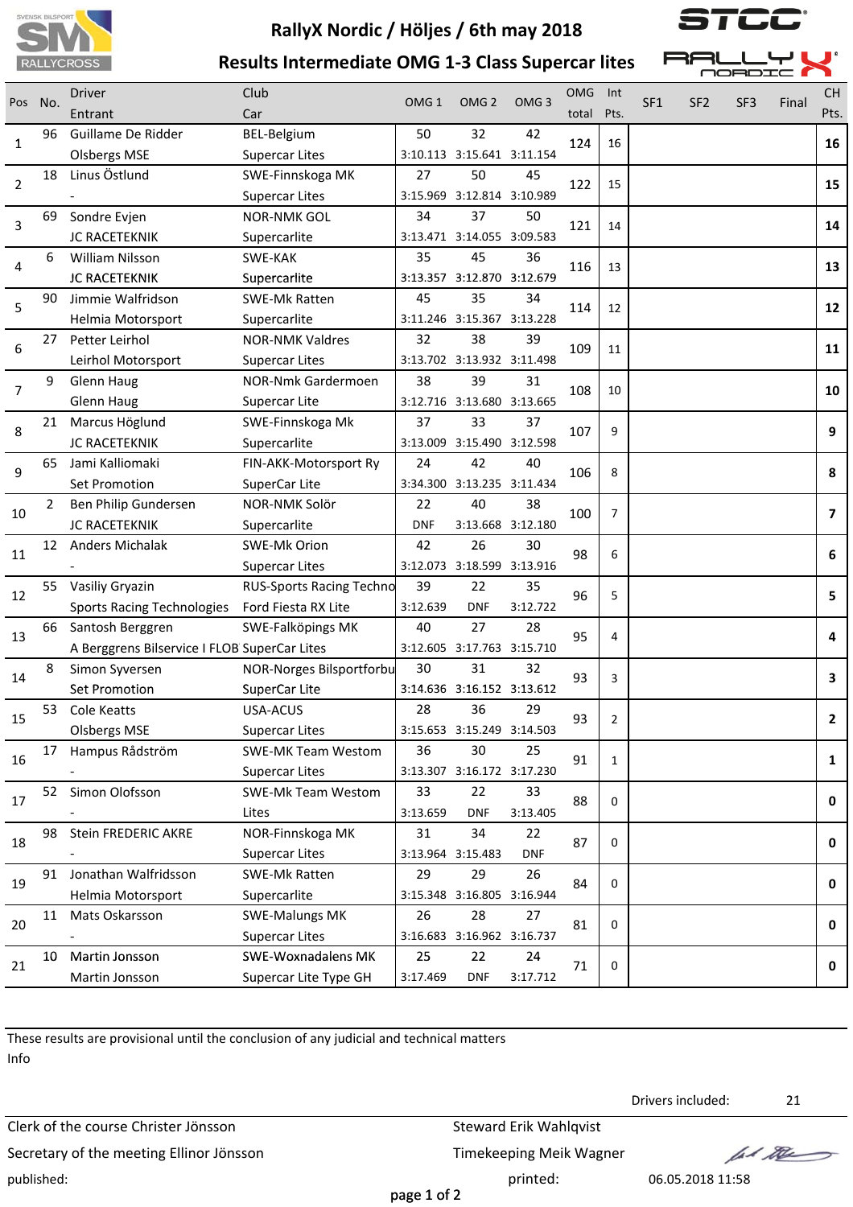# RallyX Nordic / Höljes / 6th may 2018

## Results Intermediate OMG 1-3 Class Supercar lites

| Pos | No. | Driver / Entrant | Club / Car | OMG 1 | OMG 2 | OMG 3 | OMG total | Int Pts. | SF1 | SF2 | SF3 | Final | CH Pts. |
|---|---|---|---|---|---|---|---|---|---|---|---|---|---|
| 1 | 96 | Guillame De Ridder<br>Olsbergs MSE | BEL-Belgium<br>Supercar Lites | 50<br>3:10.113 | 32<br>3:15.641 | 42<br>3:11.154 | 124 | 16 | | | | | **16** |
| 2 | 18 | Linus Östlund<br>- | SWE-Finnskoga MK<br>Supercar Lites | 27<br>3:15.969 | 50<br>3:12.814 | 45<br>3:10.989 | 122 | 15 | | | | | **15** |
| 3 | 69 | Sondre Evjen<br>JC RACETEKNIK | NOR-NMK GOL<br>Supercarlite | 34<br>3:13.471 | 37<br>3:14.055 | 50<br>3:09.583 | 121 | 14 | | | | | **14** |
| 4 | 6 | William Nilsson<br>JC RACETEKNIK | SWE-KAK<br>Supercarlite | 35<br>3:13.357 | 45<br>3:12.870 | 36<br>3:12.679 | 116 | 13 | | | | | **13** |
| 5 | 90 | Jimmie Walfridson<br>Helmia Motorsport | SWE-Mk Ratten<br>Supercarlite | 45<br>3:11.246 | 35<br>3:15.367 | 34<br>3:13.228 | 114 | 12 | | | | | **12** |
| 6 | 27 | Petter Leirhol<br>Leirhol Motorsport | NOR-NMK Valdres<br>Supercar Lites | 32<br>3:13.702 | 38<br>3:13.932 | 39<br>3:11.498 | 109 | 11 | | | | | **11** |
| 7 | 9 | Glenn Haug<br>Glenn Haug | NOR-Nmk Gardermoen<br>Supercar Lite | 38<br>3:12.716 | 39<br>3:13.680 | 31<br>3:13.665 | 108 | 10 | | | | | **10** |
| 8 | 21 | Marcus Höglund<br>JC RACETEKNIK | SWE-Finnskoga Mk<br>Supercarlite | 37<br>3:13.009 | 33<br>3:15.490 | 37<br>3:12.598 | 107 | 9 | | | | | **9** |
| 9 | 65 | Jami Kalliomaki<br>Set Promotion | FIN-AKK-Motorsport Ry<br>SuperCar Lite | 24<br>3:34.300 | 42<br>3:13.235 | 40<br>3:11.434 | 106 | 8 | | | | | **8** |
| 10 | 2 | Ben Philip Gundersen<br>JC RACETEKNIK | NOR-NMK Solör<br>Supercarlite | 22<br>DNF | 40<br>3:13.668 | 38<br>3:12.180 | 100 | 7 | | | | | **7** |
| 11 | 12 | Anders Michalak<br>- | SWE-Mk Orion<br>Supercar Lites | 42<br>3:12.073 | 26<br>3:18.599 | 30<br>3:13.916 | 98 | 6 | | | | | **6** |
| 12 | 55 | Vasiliy Gryazin<br>Sports Racing Technologies | RUS-Sports Racing Techno<br>Ford Fiesta RX Lite | 39<br>3:12.639 | 22<br>DNF | 35<br>3:12.722 | 96 | 5 | | | | | **5** |
| 13 | 66 | Santosh Berggren<br>A Berggrens Bilservice I FLOB | SWE-Falköpings MK<br>SuperCar Lites | 40<br>3:12.605 | 27<br>3:17.763 | 28<br>3:15.710 | 95 | 4 | | | | | **4** |
| 14 | 8 | Simon Syversen<br>Set Promotion | NOR-Norges Bilsportforbu<br>SuperCar Lite | 30<br>3:14.636 | 31<br>3:16.152 | 32<br>3:13.612 | 93 | 3 | | | | | **3** |
| 15 | 53 | Cole Keatts<br>Olsbergs MSE | USA-ACUS<br>Supercar Lites | 28<br>3:15.653 | 36<br>3:15.249 | 29<br>3:14.503 | 93 | 2 | | | | | **2** |
| 16 | 17 | Hampus Rådström<br>- | SWE-MK Team Westom<br>Supercar Lites | 36<br>3:13.307 | 30<br>3:16.172 | 25<br>3:17.230 | 91 | 1 | | | | | **1** |
| 17 | 52 | Simon Olofsson<br>- | SWE-Mk Team Westom<br>Lites | 33<br>3:13.659 | 22<br>DNF | 33<br>3:13.405 | 88 | 0 | | | | | **0** |
| 18 | 98 | Stein FREDERIC AKRE<br>- | NOR-Finnskoga MK<br>Supercar Lites | 31<br>3:13.964 | 34<br>3:15.483 | 22<br>DNF | 87 | 0 | | | | | **0** |
| 19 | 91 | Jonathan Walfridsson<br>Helmia Motorsport | SWE-Mk Ratten<br>Supercarlite | 29<br>3:15.348 | 29<br>3:16.805 | 26<br>3:16.944 | 84 | 0 | | | | | **0** |
| 20 | 11 | Mats Oskarsson<br>- | SWE-Malungs MK<br>Supercar Lites | 26<br>3:16.683 | 28<br>3:16.962 | 27<br>3:16.737 | 81 | 0 | | | | | **0** |
| 21 | 10 | Martin Jonsson<br>Martin Jonsson | SWE-Woxnadalens MK<br>Supercar Lite Type GH | 25<br>3:17.469 | 22<br>DNF | 24<br>3:17.712 | 71 | 0 | | | | | **0** |

These results are provisional until the conclusion of any judicial and technical matters

Info

Drivers included: 21

Clerk of the course Christer Jönsson

Steward Erik Wahlqvist

Secretary of the meeting Ellinor Jönsson

Timekeeping Meik Wagner

published:

printed: 06.05.2018 11:58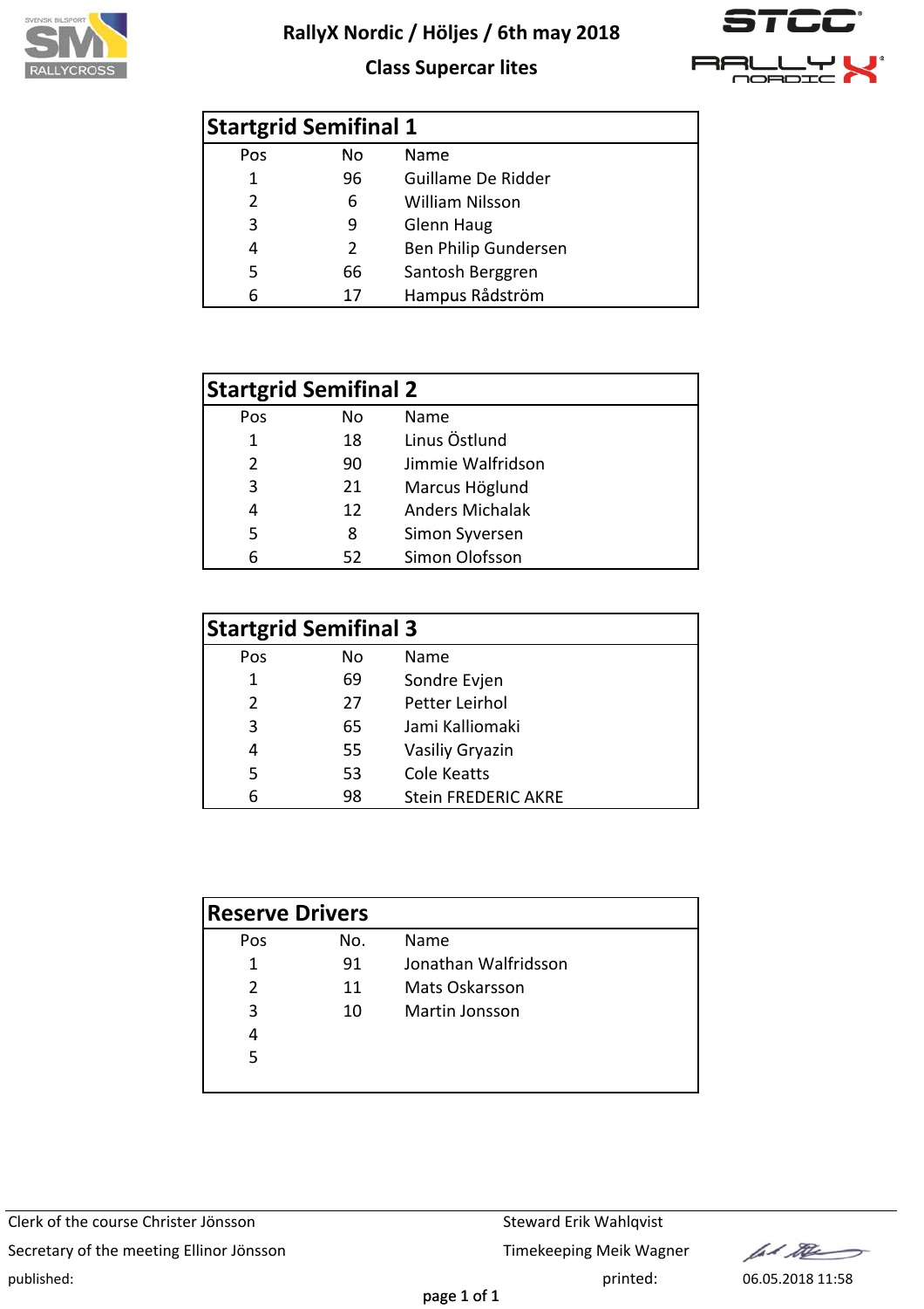# RallyX Nordic / Höljes / 6th may 2018

## Class Supercar lites

### Startgrid Semifinal 1

| Pos | No | Name |
|---|---|---|
| 1 | 96 | Guillame De Ridder |
| 2 | 6 | William Nilsson |
| 3 | 9 | Glenn Haug |
| 4 | 2 | Ben Philip Gundersen |
| 5 | 66 | Santosh Berggren |
| 6 | 17 | Hampus Rådström |

### Startgrid Semifinal 2

| Pos | No | Name |
|---|---|---|
| 1 | 18 | Linus Östlund |
| 2 | 90 | Jimmie Walfridson |
| 3 | 21 | Marcus Höglund |
| 4 | 12 | Anders Michalak |
| 5 | 8 | Simon Syversen |
| 6 | 52 | Simon Olofsson |

### Startgrid Semifinal 3

| Pos | No | Name |
|---|---|---|
| 1 | 69 | Sondre Evjen |
| 2 | 27 | Petter Leirhol |
| 3 | 65 | Jami Kalliomaki |
| 4 | 55 | Vasiliy Gryazin |
| 5 | 53 | Cole Keatts |
| 6 | 98 | Stein FREDERIC AKRE |

### Reserve Drivers

| Pos | No. | Name |
|---|---|---|
| 1 | 91 | Jonathan Walfridsson |
| 2 | 11 | Mats Oskarsson |
| 3 | 10 | Martin Jonsson |
| 4 | | |
| 5 | | |

Clerk of the course Christer Jönsson

Secretary of the meeting Ellinor Jönsson

published:

Steward Erik Wahlqvist

Timekeeping Meik Wagner

printed: 06.05.2018 11:58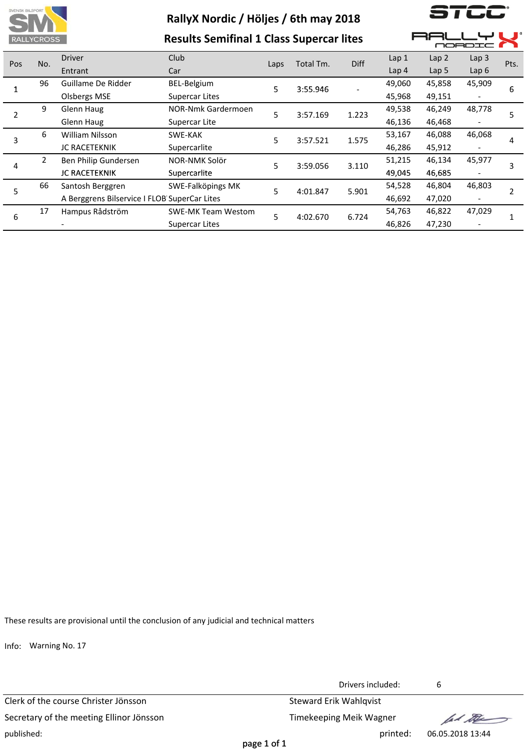# RallyX Nordic / Höljes / 6th may 2018

## Results Semifinal 1 Class Supercar lites

| Pos | No. | Driver / Entrant | Club / Car | Laps | Total Tm. | Diff | Lap 1 / Lap 4 | Lap 2 / Lap 5 | Lap 3 / Lap 6 | Pts. |
|---|---|---|---|---|---|---|---|---|---|---|
| 1 | 96 | Guillame De Ridder | BEL-Belgium | 5 | 3:55.946 | - | 49,060 | 45,858 | 45,909 | 6 |
| | | Olsbergs MSE | Supercar Lites | | | | 45,968 | 49,151 | - | |
| 2 | 9 | Glenn Haug | NOR-Nmk Gardermoen | 5 | 3:57.169 | 1.223 | 49,538 | 46,249 | 48,778 | 5 |
| | | Glenn Haug | Supercar Lite | | | | 46,136 | 46,468 | - | |
| 3 | 6 | William Nilsson | SWE-KAK | 5 | 3:57.521 | 1.575 | 53,167 | 46,088 | 46,068 | 4 |
| | | JC RACETEKNIK | Supercarlite | | | | 46,286 | 45,912 | - | |
| 4 | 2 | Ben Philip Gundersen | NOR-NMK Solör | 5 | 3:59.056 | 3.110 | 51,215 | 46,134 | 45,977 | 3 |
| | | JC RACETEKNIK | Supercarlite | | | | 49,045 | 46,685 | - | |
| 5 | 66 | Santosh Berggren | SWE-Falköpings MK | 5 | 4:01.847 | 5.901 | 54,528 | 46,804 | 46,803 | 2 |
| | | A Berggrens Bilservice I FLOB | SuperCar Lites | | | | 46,692 | 47,020 | - | |
| 6 | 17 | Hampus Rådström | SWE-MK Team Westom | 5 | 4:02.670 | 6.724 | 54,763 | 46,822 | 47,029 | 1 |
| | | - | Supercar Lites | | | | 46,826 | 47,230 | - | |

These results are provisional until the conclusion of any judicial and technical matters

Info: Warning No. 17

Drivers included: 6

Clerk of the course Christer Jönsson

Steward Erik Wahlqvist

Secretary of the meeting Ellinor Jönsson

Timekeeping Meik Wagner

published:

printed: 06.05.2018 13:44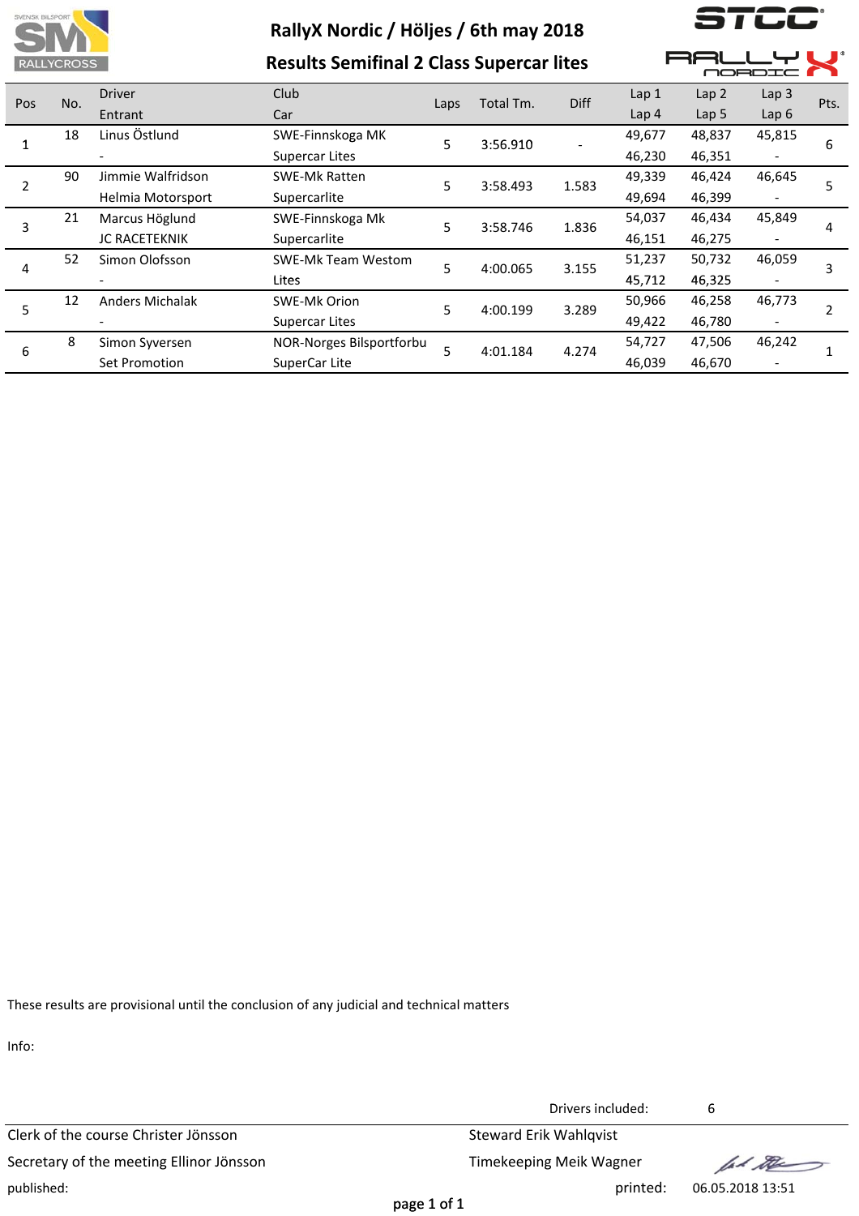# RallyX Nordic / Höljes / 6th may 2018

## Results Semifinal 2 Class Supercar lites

| Pos | No. | Driver / Entrant | Club / Car | Laps | Total Tm. | Diff | Lap 1 / Lap 4 | Lap 2 / Lap 5 | Lap 3 / Lap 6 | Pts. |
|---|---|---|---|---|---|---|---|---|---|---|
| 1 | 18 | Linus Östlund | SWE-Finnskoga MK | 5 | 3:56.910 | - | 49,677 | 48,837 | 45,815 | 6 |
| | | - | Supercar Lites | | | | 46,230 | 46,351 | - | |
| 2 | 90 | Jimmie Walfridson | SWE-Mk Ratten | 5 | 3:58.493 | 1.583 | 49,339 | 46,424 | 46,645 | 5 |
| | | Helmia Motorsport | Supercarlite | | | | 49,694 | 46,399 | - | |
| 3 | 21 | Marcus Höglund | SWE-Finnskoga Mk | 5 | 3:58.746 | 1.836 | 54,037 | 46,434 | 45,849 | 4 |
| | | JC RACETEKNIK | Supercarlite | | | | 46,151 | 46,275 | - | |
| 4 | 52 | Simon Olofsson | SWE-Mk Team Westom | 5 | 4:00.065 | 3.155 | 51,237 | 50,732 | 46,059 | 3 |
| | | - | Lites | | | | 45,712 | 46,325 | - | |
| 5 | 12 | Anders Michalak | SWE-Mk Orion | 5 | 4:00.199 | 3.289 | 50,966 | 46,258 | 46,773 | 2 |
| | | - | Supercar Lites | | | | 49,422 | 46,780 | - | |
| 6 | 8 | Simon Syversen | NOR-Norges Bilsportforbu | 5 | 4:01.184 | 4.274 | 54,727 | 47,506 | 46,242 | 1 |
| | | Set Promotion | SuperCar Lite | | | | 46,039 | 46,670 | - | |

These results are provisional until the conclusion of any judicial and technical matters

Info:

Drivers included: 6

Clerk of the course Christer Jönsson

Steward Erik Wahlqvist

Secretary of the meeting Ellinor Jönsson

Timekeeping Meik Wagner

published:

printed: 06.05.2018 13:51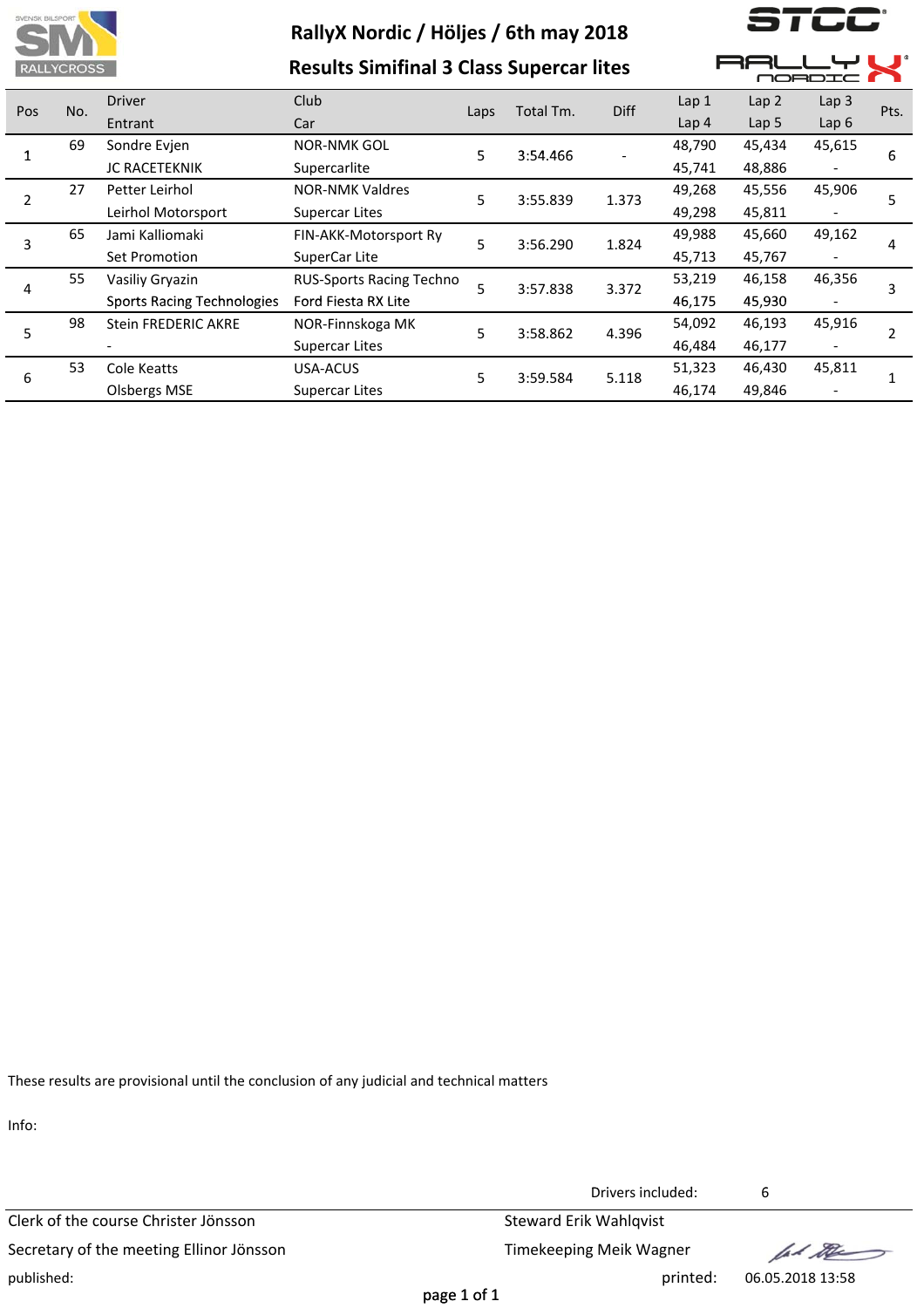# RallyX Nordic / Höljes / 6th may 2018

## Results Simifinal 3 Class Supercar lites

| Pos | No. | Driver / Entrant | Club / Car | Laps | Total Tm. | Diff | Lap 1 / Lap 4 | Lap 2 / Lap 5 | Lap 3 / Lap 6 | Pts. |
|---|---|---|---|---|---|---|---|---|---|---|
| 1 | 69 | Sondre Evjen / JC RACETEKNIK | NOR-NMK GOL / Supercarlite | 5 | 3:54.466 | - | 48,790 / 45,741 | 45,434 / 48,886 | 45,615 / - | 6 |
| 2 | 27 | Petter Leirhol / Leirhol Motorsport | NOR-NMK Valdres / Supercar Lites | 5 | 3:55.839 | 1.373 | 49,268 / 49,298 | 45,556 / 45,811 | 45,906 / - | 5 |
| 3 | 65 | Jami Kalliomaki / Set Promotion | FIN-AKK-Motorsport Ry / SuperCar Lite | 5 | 3:56.290 | 1.824 | 49,988 / 45,713 | 45,660 / 45,767 | 49,162 / - | 4 |
| 4 | 55 | Vasiliy Gryazin / Sports Racing Technologies | RUS-Sports Racing Techno / Ford Fiesta RX Lite | 5 | 3:57.838 | 3.372 | 53,219 / 46,175 | 46,158 / 45,930 | 46,356 / - | 3 |
| 5 | 98 | Stein FREDERIC AKRE / - | NOR-Finnskoga MK / Supercar Lites | 5 | 3:58.862 | 4.396 | 54,092 / 46,484 | 46,193 / 46,177 | 45,916 / - | 2 |
| 6 | 53 | Cole Keatts / Olsbergs MSE | USA-ACUS / Supercar Lites | 5 | 3:59.584 | 5.118 | 51,323 / 46,174 | 46,430 / 49,846 | 45,811 / - | 1 |

These results are provisional until the conclusion of any judicial and technical matters

Info:

Drivers included: 6

Clerk of the course Christer Jönsson

Steward Erik Wahlqvist

Secretary of the meeting Ellinor Jönsson

Timekeeping Meik Wagner

published:

printed: 06.05.2018 13:58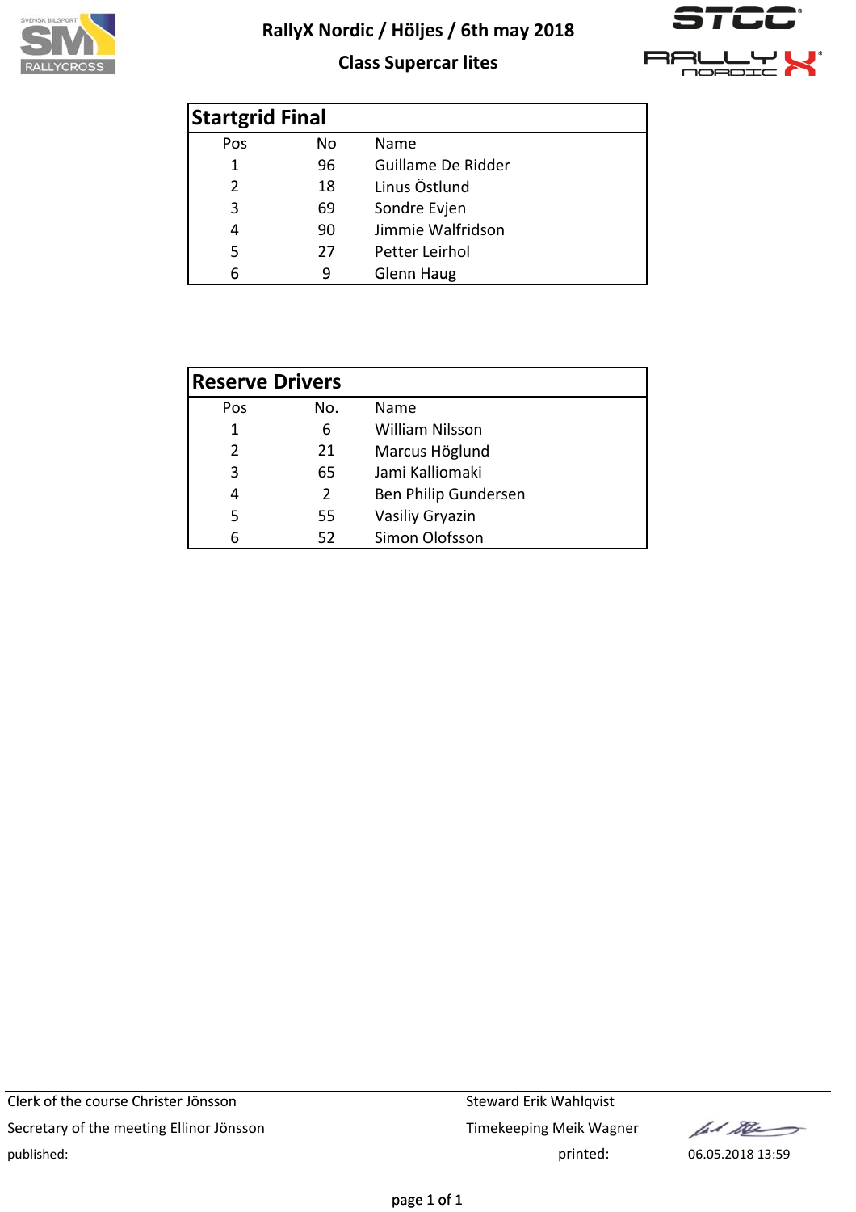# RallyX Nordic / Höljes / 6th may 2018

## Class Supercar lites

### Startgrid Final

| Pos | No | Name |
|---|---|---|
| 1 | 96 | Guillame De Ridder |
| 2 | 18 | Linus Östlund |
| 3 | 69 | Sondre Evjen |
| 4 | 90 | Jimmie Walfridson |
| 5 | 27 | Petter Leirhol |
| 6 | 9 | Glenn Haug |

### Reserve Drivers

| Pos | No. | Name |
|---|---|---|
| 1 | 6 | William Nilsson |
| 2 | 21 | Marcus Höglund |
| 3 | 65 | Jami Kalliomaki |
| 4 | 2 | Ben Philip Gundersen |
| 5 | 55 | Vasiliy Gryazin |
| 6 | 52 | Simon Olofsson |

Clerk of the course Christer Jönsson

Secretary of the meeting Ellinor Jönsson

published:

Steward Erik Wahlqvist

Timekeeping Meik Wagner

printed: 06.05.2018 13:59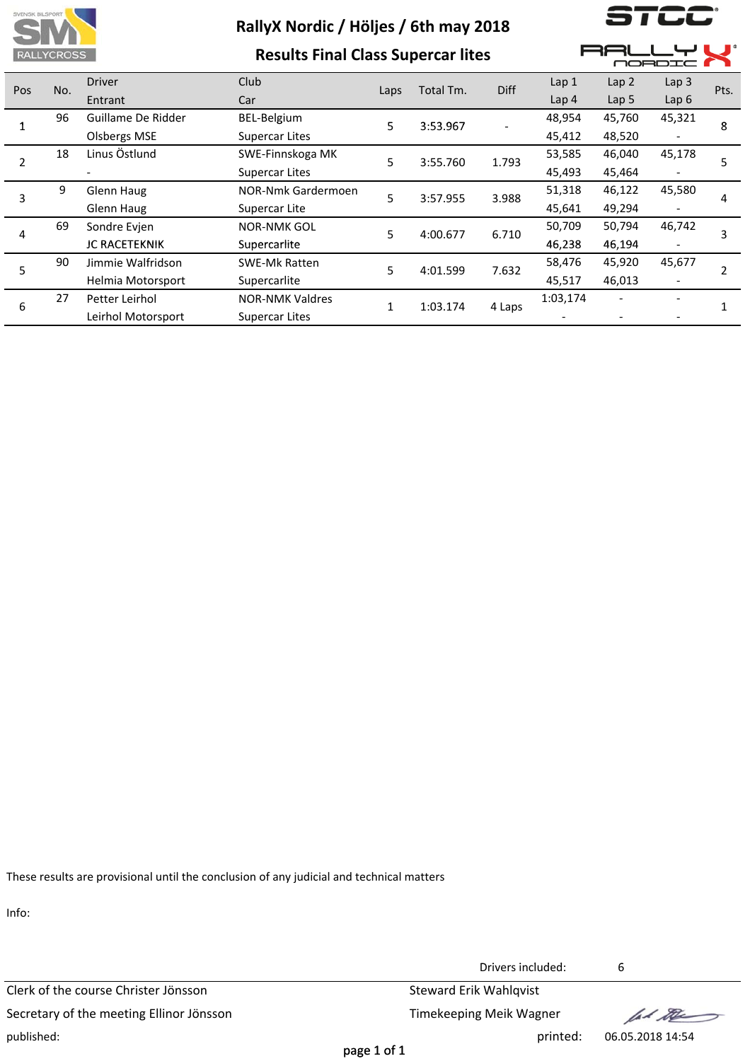# RallyX Nordic / Höljes / 6th may 2018

## Results Final Class Supercar lites

| Pos | No. | Driver / Entrant | Club / Car | Laps | Total Tm. | Diff | Lap 1 / Lap 4 | Lap 2 / Lap 5 | Lap 3 / Lap 6 | Pts. |
|---|---|---|---|---|---|---|---|---|---|---|
| 1 | 96 | Guillame De Ridder<br>Olsbergs MSE | BEL-Belgium<br>Supercar Lites | 5 | 3:53.967 | - | 48,954<br>45,412 | 45,760<br>48,520 | 45,321<br>- | 8 |
| 2 | 18 | Linus Östlund<br>- | SWE-Finnskoga MK<br>Supercar Lites | 5 | 3:55.760 | 1.793 | 53,585<br>45,493 | 46,040<br>45,464 | 45,178<br>- | 5 |
| 3 | 9 | Glenn Haug<br>Glenn Haug | NOR-Nmk Gardermoen<br>Supercar Lite | 5 | 3:57.955 | 3.988 | 51,318<br>45,641 | 46,122<br>49,294 | 45,580<br>- | 4 |
| 4 | 69 | Sondre Evjen<br>JC RACETEKNIK | NOR-NMK GOL<br>Supercarlite | 5 | 4:00.677 | 6.710 | 50,709<br>46,238 | 50,794<br>46,194 | 46,742<br>- | 3 |
| 5 | 90 | Jimmie Walfridson<br>Helmia Motorsport | SWE-Mk Ratten<br>Supercarlite | 5 | 4:01.599 | 7.632 | 58,476<br>45,517 | 45,920<br>46,013 | 45,677<br>- | 2 |
| 6 | 27 | Petter Leirhol<br>Leirhol Motorsport | NOR-NMK Valdres<br>Supercar Lites | 1 | 1:03.174 | 4 Laps | 1:03,174<br>- | -<br>- | -<br>- | 1 |

These results are provisional until the conclusion of any judicial and technical matters

Info:

Drivers included: 6

Clerk of the course Christer Jönsson

Steward Erik Wahlqvist

Secretary of the meeting Ellinor Jönsson

Timekeeping Meik Wagner

published:

printed: 06.05.2018 14:54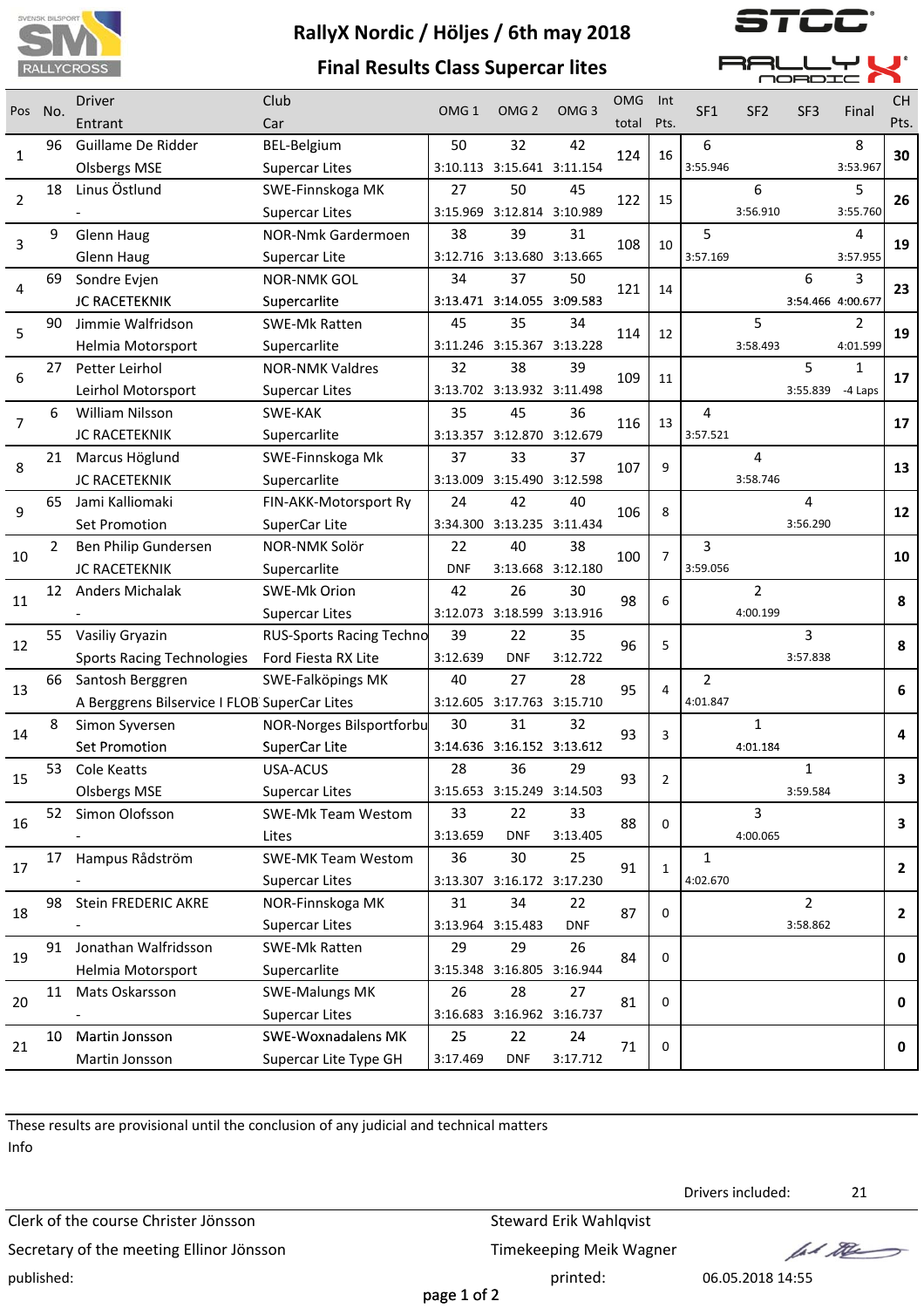# RallyX Nordic / Höljes / 6th may 2018

## Final Results Class Supercar lites

| Pos | No. | Driver / Entrant | Club / Car | OMG 1 | OMG 2 | OMG 3 | OMG total | Int Pts. | SF1 | SF2 | SF3 | Final | CH Pts. |
|---|---|---|---|---|---|---|---|---|---|---|---|---|---|
| 1 | 96 | Guillame De Ridder<br>Olsbergs MSE | BEL-Belgium<br>Supercar Lites | 50<br>3:10.113 | 32<br>3:15.641 | 42<br>3:11.154 | 124 | 16 | 6<br>3:55.946 | | | 8<br>3:53.967 | **30** |
| 2 | 18 | Linus Östlund<br>- | SWE-Finnskoga MK<br>Supercar Lites | 27<br>3:15.969 | 50<br>3:12.814 | 45<br>3:10.989 | 122 | 15 | | 6<br>3:56.910 | | 5<br>3:55.760 | **26** |
| 3 | 9 | Glenn Haug<br>Glenn Haug | NOR-Nmk Gardermoen<br>Supercar Lite | 38<br>3:12.716 | 39<br>3:13.680 | 31<br>3:13.665 | 108 | 10 | 5<br>3:57.169 | | | 4<br>3:57.955 | **19** |
| 4 | 69 | Sondre Evjen<br>JC RACETEKNIK | NOR-NMK GOL<br>Supercarlite | 34<br>3:13.471 | 37<br>3:14.055 | 50<br>3:09.583 | 121 | 14 | | | 6<br>3:54.466 | 3<br>4:00.677 | **23** |
| 5 | 90 | Jimmie Walfridson<br>Helmia Motorsport | SWE-Mk Ratten<br>Supercarlite | 45<br>3:11.246 | 35<br>3:15.367 | 34<br>3:13.228 | 114 | 12 | | 5<br>3:58.493 | | 2<br>4:01.599 | **19** |
| 6 | 27 | Petter Leirhol<br>Leirhol Motorsport | NOR-NMK Valdres<br>Supercar Lites | 32<br>3:13.702 | 38<br>3:13.932 | 39<br>3:11.498 | 109 | 11 | | | 5<br>3:55.839 | 1<br>-4 Laps | **17** |
| 7 | 6 | William Nilsson<br>JC RACETEKNIK | SWE-KAK<br>Supercarlite | 35<br>3:13.357 | 45<br>3:12.870 | 36<br>3:12.679 | 116 | 13 | 4<br>3:57.521 | | | | **17** |
| 8 | 21 | Marcus Höglund<br>JC RACETEKNIK | SWE-Finnskoga Mk<br>Supercarlite | 37<br>3:13.009 | 33<br>3:15.490 | 37<br>3:12.598 | 107 | 9 | | 4<br>3:58.746 | | | **13** |
| 9 | 65 | Jami Kalliomaki<br>Set Promotion | FIN-AKK-Motorsport Ry<br>SuperCar Lite | 24<br>3:34.300 | 42<br>3:13.235 | 40<br>3:11.434 | 106 | 8 | | | 4<br>3:56.290 | | **12** |
| 10 | 2 | Ben Philip Gundersen<br>JC RACETEKNIK | NOR-NMK Solör<br>Supercarlite | 22<br>DNF | 40<br>3:13.668 | 38<br>3:12.180 | 100 | 7 | 3<br>3:59.056 | | | | **10** |
| 11 | 12 | Anders Michalak<br>- | SWE-Mk Orion<br>Supercar Lites | 42<br>3:12.073 | 26<br>3:18.599 | 30<br>3:13.916 | 98 | 6 | | 2<br>4:00.199 | | | **8** |
| 12 | 55 | Vasiliy Gryazin<br>Sports Racing Technologies | RUS-Sports Racing Techno<br>Ford Fiesta RX Lite | 39<br>3:12.639 | 22<br>DNF | 35<br>3:12.722 | 96 | 5 | | | 3<br>3:57.838 | | **8** |
| 13 | 66 | Santosh Berggren<br>A Berggrens Bilservice I FLOB | SWE-Falköpings MK<br>SuperCar Lites | 40<br>3:12.605 | 27<br>3:17.763 | 28<br>3:15.710 | 95 | 4 | 2<br>4:01.847 | | | | **6** |
| 14 | 8 | Simon Syversen<br>Set Promotion | NOR-Norges Bilsportforbu<br>SuperCar Lite | 30<br>3:14.636 | 31<br>3:16.152 | 32<br>3:13.612 | 93 | 3 | | 1<br>4:01.184 | | | **4** |
| 15 | 53 | Cole Keatts<br>Olsbergs MSE | USA-ACUS<br>Supercar Lites | 28<br>3:15.653 | 36<br>3:15.249 | 29<br>3:14.503 | 93 | 2 | | | 1<br>3:59.584 | | **3** |
| 16 | 52 | Simon Olofsson<br>- | SWE-Mk Team Westom<br>Lites | 33<br>3:13.659 | 22<br>DNF | 33<br>3:13.405 | 88 | 0 | | 3<br>4:00.065 | | | **3** |
| 17 | 17 | Hampus Rådström<br>- | SWE-MK Team Westom<br>Supercar Lites | 36<br>3:13.307 | 30<br>3:16.172 | 25<br>3:17.230 | 91 | 1 | 1<br>4:02.670 | | | | **2** |
| 18 | 98 | Stein FREDERIC AKRE<br>- | NOR-Finnskoga MK<br>Supercar Lites | 31<br>3:13.964 | 34<br>3:15.483 | 22<br>DNF | 87 | 0 | | | 2<br>3:58.862 | | **2** |
| 19 | 91 | Jonathan Walfridsson<br>Helmia Motorsport | SWE-Mk Ratten<br>Supercarlite | 29<br>3:15.348 | 29<br>3:16.805 | 26<br>3:16.944 | 84 | 0 | | | | | **0** |
| 20 | 11 | Mats Oskarsson<br>- | SWE-Malungs MK<br>Supercar Lites | 26<br>3:16.683 | 28<br>3:16.962 | 27<br>3:16.737 | 81 | 0 | | | | | **0** |
| 21 | 10 | Martin Jonsson<br>Martin Jonsson | SWE-Woxnadalens MK<br>Supercar Lite Type GH | 25<br>3:17.469 | 22<br>DNF | 24<br>3:17.712 | 71 | 0 | | | | | **0** |

These results are provisional until the conclusion of any judicial and technical matters

Info

Drivers included: 21

Clerk of the course Christer Jönsson

Secretary of the meeting Ellinor Jönsson

Steward Erik Wahlqvist

Timekeeping Meik Wagner

published:

printed: 06.05.2018 14:55